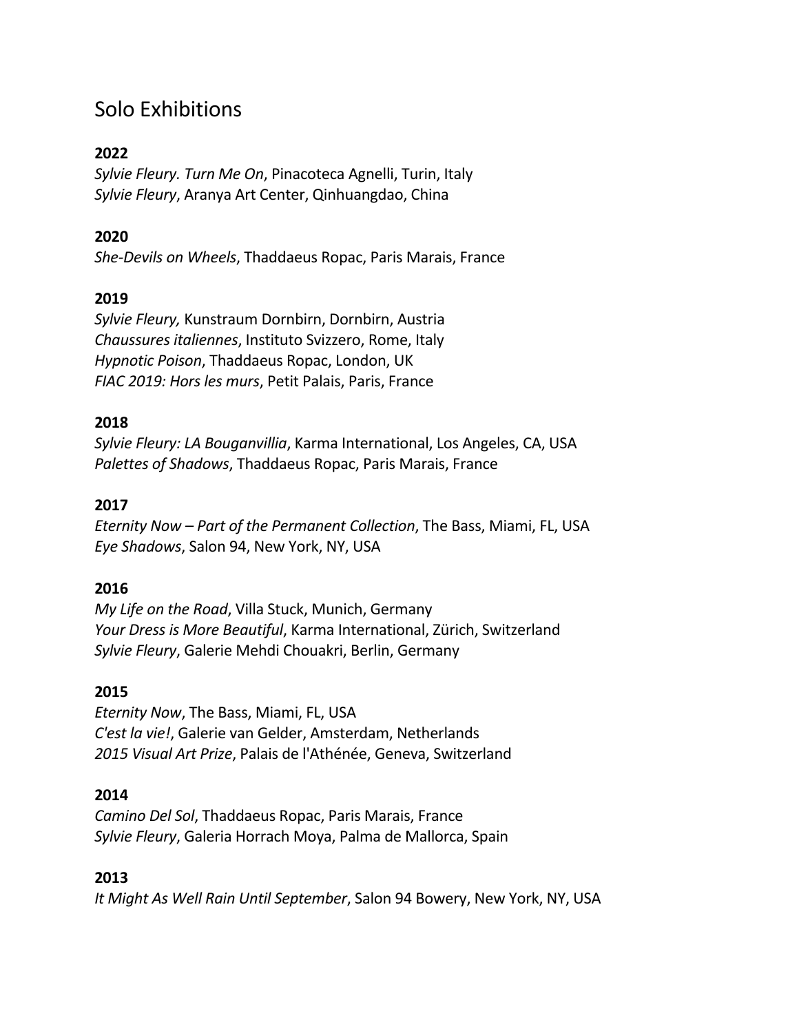# Solo Exhibitions

**2022**

*Sylvie Fleury. Turn Me On*, Pinacoteca Agnelli, Turin, Italy
*Sylvie Fleury*, Aranya Art Center, Qinhuangdao, China

**2020**

*She-Devils on Wheels*, Thaddaeus Ropac, Paris Marais, France

**2019**

*Sylvie Fleury,* Kunstraum Dornbirn, Dornbirn, Austria
*Chaussures italiennes*, Instituto Svizzero, Rome, Italy
*Hypnotic Poison*, Thaddaeus Ropac, London, UK
*FIAC 2019: Hors les murs*, Petit Palais, Paris, France

**2018**

*Sylvie Fleury: LA Bouganvillia*, Karma International, Los Angeles, CA, USA
*Palettes of Shadows*, Thaddaeus Ropac, Paris Marais, France

**2017**

*Eternity Now – Part of the Permanent Collection*, The Bass, Miami, FL, USA
*Eye Shadows*, Salon 94, New York, NY, USA

**2016**

*My Life on the Road*, Villa Stuck, Munich, Germany
*Your Dress is More Beautiful*, Karma International, Zürich, Switzerland
*Sylvie Fleury*, Galerie Mehdi Chouakri, Berlin, Germany

**2015**

*Eternity Now*, The Bass, Miami, FL, USA
*C'est la vie!*, Galerie van Gelder, Amsterdam, Netherlands
*2015 Visual Art Prize*, Palais de l'Athénée, Geneva, Switzerland

**2014**

*Camino Del Sol*, Thaddaeus Ropac, Paris Marais, France
*Sylvie Fleury*, Galeria Horrach Moya, Palma de Mallorca, Spain

**2013**

*It Might As Well Rain Until September*, Salon 94 Bowery, New York, NY, USA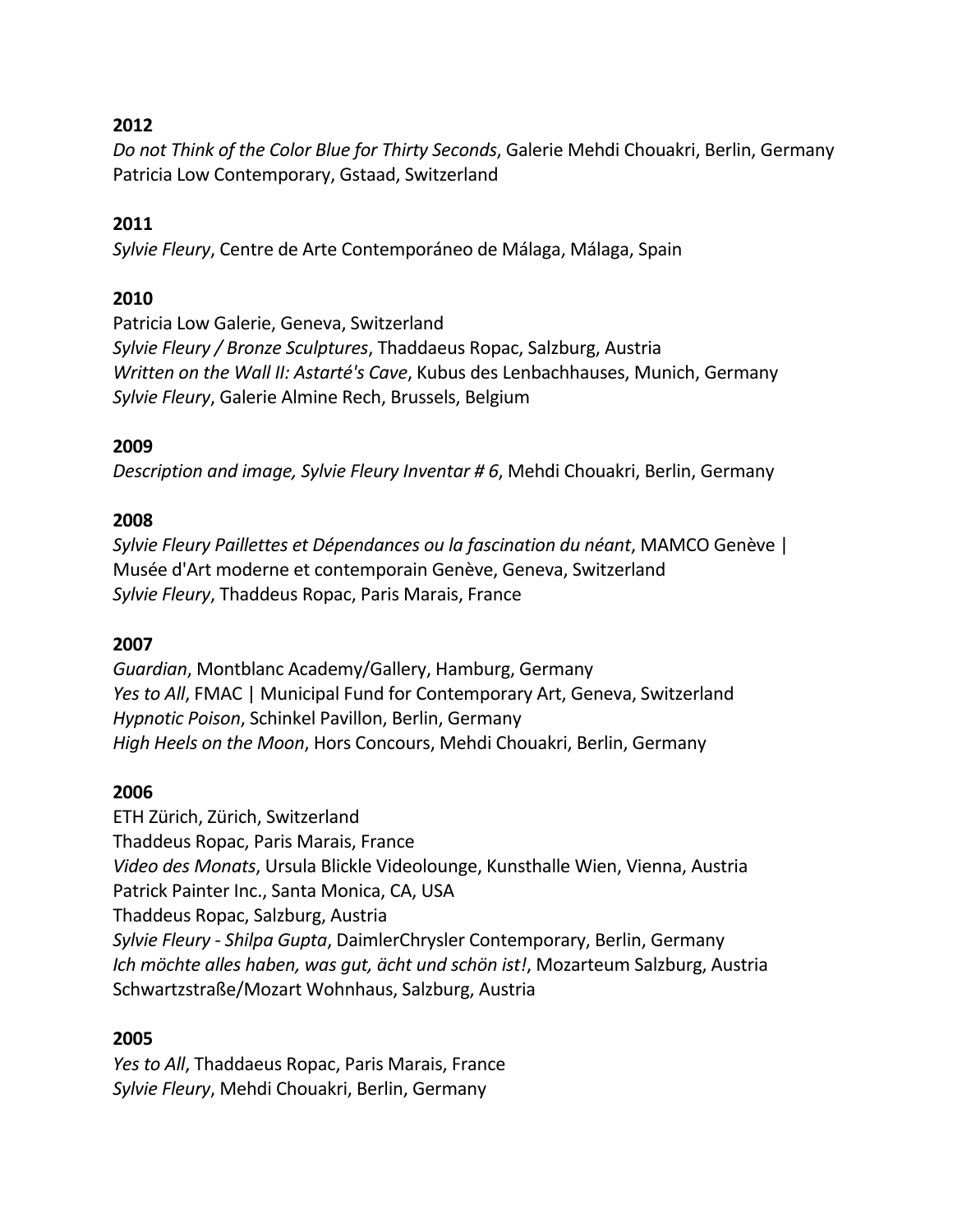**2012**
*Do not Think of the Color Blue for Thirty Seconds*, Galerie Mehdi Chouakri, Berlin, Germany
Patricia Low Contemporary, Gstaad, Switzerland

**2011**
*Sylvie Fleury*, Centre de Arte Contemporáneo de Málaga, Málaga, Spain

**2010**
Patricia Low Galerie, Geneva, Switzerland
*Sylvie Fleury / Bronze Sculptures*, Thaddaeus Ropac, Salzburg, Austria
*Written on the Wall II: Astarté's Cave*, Kubus des Lenbachhauses, Munich, Germany
*Sylvie Fleury*, Galerie Almine Rech, Brussels, Belgium

**2009**
*Description and image, Sylvie Fleury Inventar # 6*, Mehdi Chouakri, Berlin, Germany

**2008**
*Sylvie Fleury Paillettes et Dépendances ou la fascination du néant*, MAMCO Genève | Musée d'Art moderne et contemporain Genève, Geneva, Switzerland
*Sylvie Fleury*, Thaddeus Ropac, Paris Marais, France

**2007**
*Guardian*, Montblanc Academy/Gallery, Hamburg, Germany
*Yes to All*, FMAC | Municipal Fund for Contemporary Art, Geneva, Switzerland
*Hypnotic Poison*, Schinkel Pavillon, Berlin, Germany
*High Heels on the Moon*, Hors Concours, Mehdi Chouakri, Berlin, Germany

**2006**
ETH Zürich, Zürich, Switzerland
Thaddeus Ropac, Paris Marais, France
*Video des Monats*, Ursula Blickle Videolounge, Kunsthalle Wien, Vienna, Austria
Patrick Painter Inc., Santa Monica, CA, USA
Thaddeus Ropac, Salzburg, Austria
*Sylvie Fleury - Shilpa Gupta*, DaimlerChrysler Contemporary, Berlin, Germany
*Ich möchte alles haben, was gut, ächt und schön ist!*, Mozarteum Salzburg, Austria
Schwartzstraße/Mozart Wohnhaus, Salzburg, Austria

**2005**
*Yes to All*, Thaddaeus Ropac, Paris Marais, France
*Sylvie Fleury*, Mehdi Chouakri, Berlin, Germany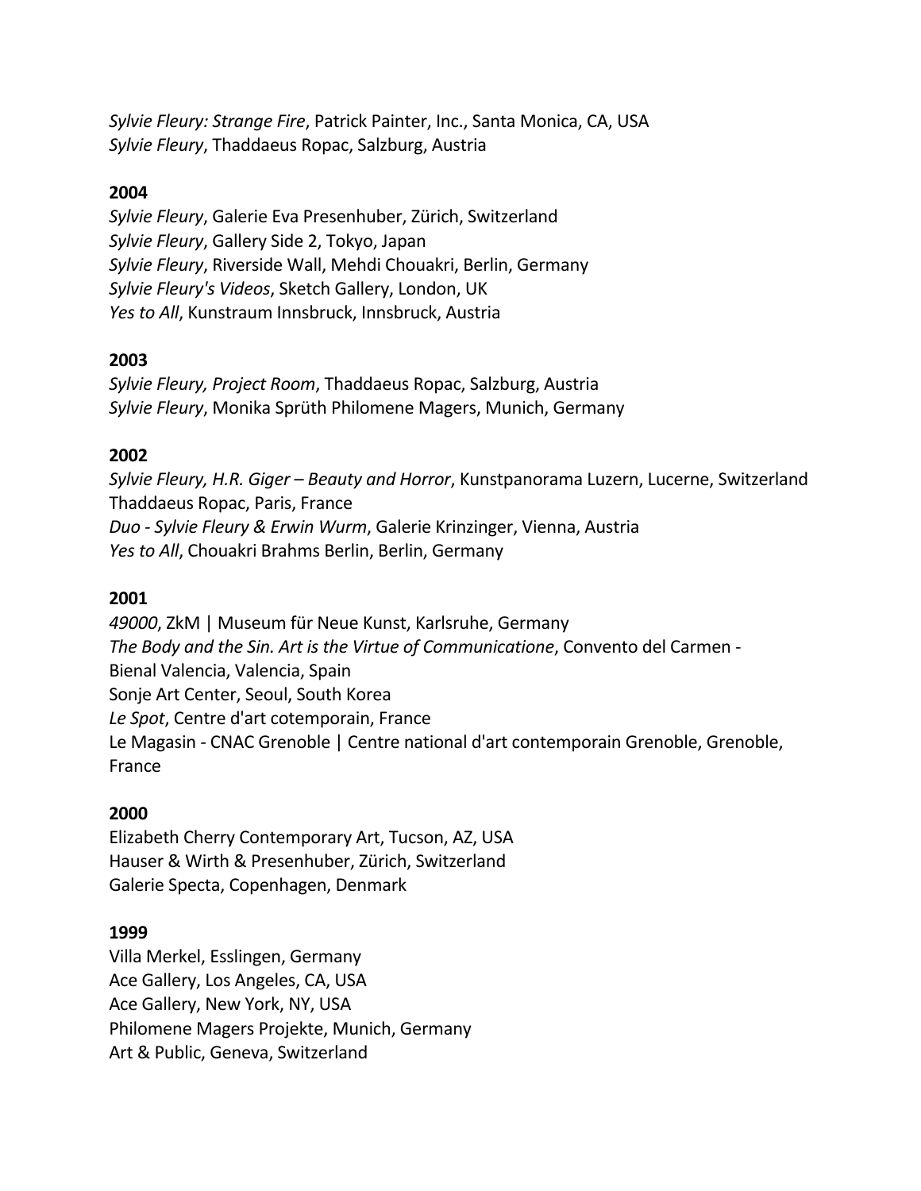*Sylvie Fleury: Strange Fire*, Patrick Painter, Inc., Santa Monica, CA, USA
*Sylvie Fleury*, Thaddaeus Ropac, Salzburg, Austria

**2004**
*Sylvie Fleury*, Galerie Eva Presenhuber, Zürich, Switzerland
*Sylvie Fleury*, Gallery Side 2, Tokyo, Japan
*Sylvie Fleury*, Riverside Wall, Mehdi Chouakri, Berlin, Germany
*Sylvie Fleury's Videos*, Sketch Gallery, London, UK
*Yes to All*, Kunstraum Innsbruck, Innsbruck, Austria

**2003**
*Sylvie Fleury, Project Room*, Thaddaeus Ropac, Salzburg, Austria
*Sylvie Fleury*, Monika Sprüth Philomene Magers, Munich, Germany

**2002**
*Sylvie Fleury, H.R. Giger – Beauty and Horror*, Kunstpanorama Luzern, Lucerne, Switzerland
Thaddaeus Ropac, Paris, France
*Duo - Sylvie Fleury & Erwin Wurm*, Galerie Krinzinger, Vienna, Austria
*Yes to All*, Chouakri Brahms Berlin, Berlin, Germany

**2001**
*49000*, ZkM | Museum für Neue Kunst, Karlsruhe, Germany
*The Body and the Sin. Art is the Virtue of Communicatione*, Convento del Carmen - Bienal Valencia, Valencia, Spain
Sonje Art Center, Seoul, South Korea
*Le Spot*, Centre d'art cotemporain, France
Le Magasin - CNAC Grenoble | Centre national d'art contemporain Grenoble, Grenoble, France

**2000**
Elizabeth Cherry Contemporary Art, Tucson, AZ, USA
Hauser & Wirth & Presenhuber, Zürich, Switzerland
Galerie Specta, Copenhagen, Denmark

**1999**
Villa Merkel, Esslingen, Germany
Ace Gallery, Los Angeles, CA, USA
Ace Gallery, New York, NY, USA
Philomene Magers Projekte, Munich, Germany
Art & Public, Geneva, Switzerland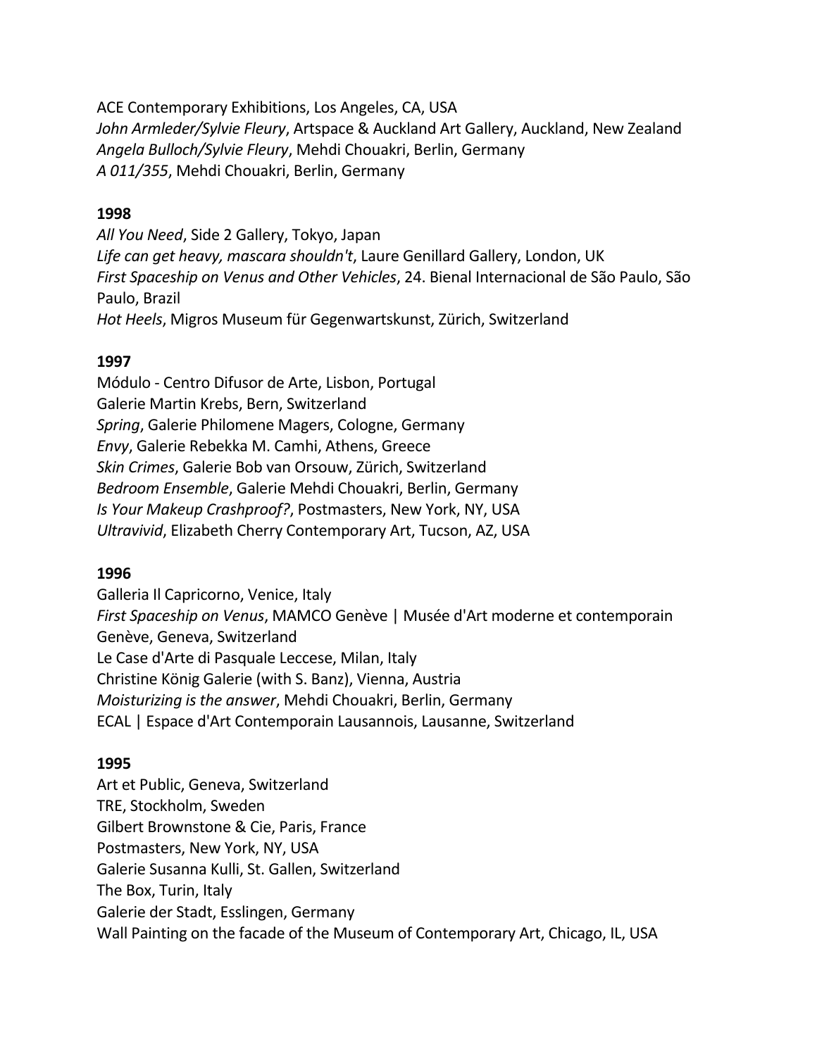ACE Contemporary Exhibitions, Los Angeles, CA, USA
*John Armleder/Sylvie Fleury*, Artspace & Auckland Art Gallery, Auckland, New Zealand
*Angela Bulloch/Sylvie Fleury*, Mehdi Chouakri, Berlin, Germany
*A 011/355*, Mehdi Chouakri, Berlin, Germany

**1998**
*All You Need*, Side 2 Gallery, Tokyo, Japan
*Life can get heavy, mascara shouldn't*, Laure Genillard Gallery, London, UK
*First Spaceship on Venus and Other Vehicles*, 24. Bienal Internacional de São Paulo, São Paulo, Brazil
*Hot Heels*, Migros Museum für Gegenwartskunst, Zürich, Switzerland

**1997**
Módulo - Centro Difusor de Arte, Lisbon, Portugal
Galerie Martin Krebs, Bern, Switzerland
*Spring*, Galerie Philomene Magers, Cologne, Germany
*Envy*, Galerie Rebekka M. Camhi, Athens, Greece
*Skin Crimes*, Galerie Bob van Orsouw, Zürich, Switzerland
*Bedroom Ensemble*, Galerie Mehdi Chouakri, Berlin, Germany
*Is Your Makeup Crashproof?*, Postmasters, New York, NY, USA
*Ultravivid*, Elizabeth Cherry Contemporary Art, Tucson, AZ, USA

**1996**
Galleria Il Capricorno, Venice, Italy
*First Spaceship on Venus*, MAMCO Genève | Musée d'Art moderne et contemporain Genève, Geneva, Switzerland
Le Case d'Arte di Pasquale Leccese, Milan, Italy
Christine König Galerie (with S. Banz), Vienna, Austria
*Moisturizing is the answer*, Mehdi Chouakri, Berlin, Germany
ECAL | Espace d'Art Contemporain Lausannois, Lausanne, Switzerland

**1995**
Art et Public, Geneva, Switzerland
TRE, Stockholm, Sweden
Gilbert Brownstone & Cie, Paris, France
Postmasters, New York, NY, USA
Galerie Susanna Kulli, St. Gallen, Switzerland
The Box, Turin, Italy
Galerie der Stadt, Esslingen, Germany
Wall Painting on the facade of the Museum of Contemporary Art, Chicago, IL, USA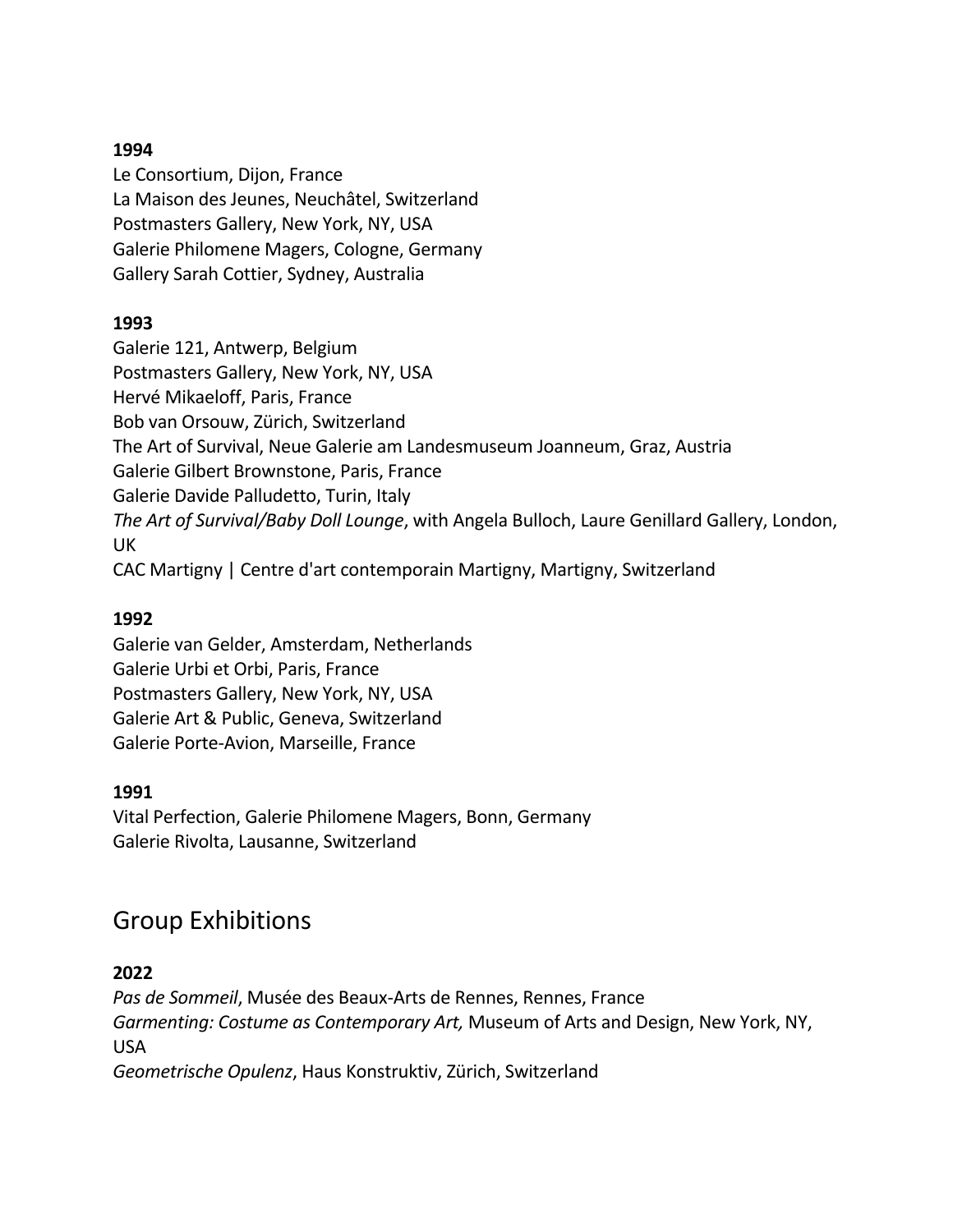**1994**

Le Consortium, Dijon, France
La Maison des Jeunes, Neuchâtel, Switzerland
Postmasters Gallery, New York, NY, USA
Galerie Philomene Magers, Cologne, Germany
Gallery Sarah Cottier, Sydney, Australia

**1993**

Galerie 121, Antwerp, Belgium
Postmasters Gallery, New York, NY, USA
Hervé Mikaeloff, Paris, France
Bob van Orsouw, Zürich, Switzerland
The Art of Survival, Neue Galerie am Landesmuseum Joanneum, Graz, Austria
Galerie Gilbert Brownstone, Paris, France
Galerie Davide Palludetto, Turin, Italy
*The Art of Survival/Baby Doll Lounge*, with Angela Bulloch, Laure Genillard Gallery, London, UK
CAC Martigny | Centre d'art contemporain Martigny, Martigny, Switzerland

**1992**

Galerie van Gelder, Amsterdam, Netherlands
Galerie Urbi et Orbi, Paris, France
Postmasters Gallery, New York, NY, USA
Galerie Art & Public, Geneva, Switzerland
Galerie Porte-Avion, Marseille, France

**1991**

Vital Perfection, Galerie Philomene Magers, Bonn, Germany
Galerie Rivolta, Lausanne, Switzerland

## Group Exhibitions

**2022**

*Pas de Sommeil*, Musée des Beaux-Arts de Rennes, Rennes, France
*Garmenting: Costume as Contemporary Art,* Museum of Arts and Design, New York, NY, USA
*Geometrische Opulenz*, Haus Konstruktiv, Zürich, Switzerland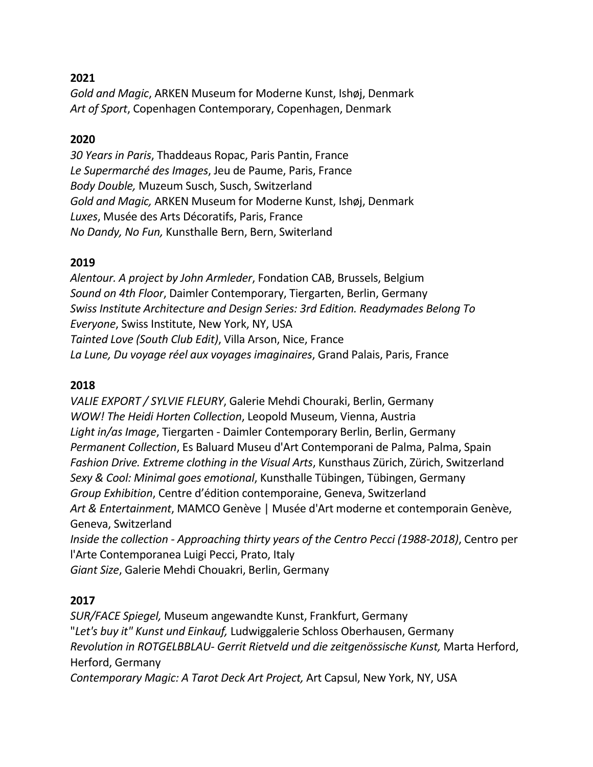**2021**
*Gold and Magic*, ARKEN Museum for Moderne Kunst, Ishøj, Denmark
*Art of Sport*, Copenhagen Contemporary, Copenhagen, Denmark

**2020**
*30 Years in Paris*, Thaddeaus Ropac, Paris Pantin, France
*Le Supermarché des Images*, Jeu de Paume, Paris, France
*Body Double,* Muzeum Susch, Susch, Switzerland
*Gold and Magic,* ARKEN Museum for Moderne Kunst, Ishøj, Denmark
*Luxes*, Musée des Arts Décoratifs, Paris, France
*No Dandy, No Fun,* Kunsthalle Bern, Bern, Switerland

**2019**
*Alentour. A project by John Armleder*, Fondation CAB, Brussels, Belgium
*Sound on 4th Floor*, Daimler Contemporary, Tiergarten, Berlin, Germany
*Swiss Institute Architecture and Design Series: 3rd Edition. Readymades Belong To Everyone*, Swiss Institute, New York, NY, USA
*Tainted Love (South Club Edit)*, Villa Arson, Nice, France
*La Lune, Du voyage réel aux voyages imaginaires*, Grand Palais, Paris, France

**2018**
*VALIE EXPORT / SYLVIE FLEURY*, Galerie Mehdi Chouraki, Berlin, Germany
*WOW! The Heidi Horten Collection*, Leopold Museum, Vienna, Austria
*Light in/as Image*, Tiergarten - Daimler Contemporary Berlin, Berlin, Germany
*Permanent Collection*, Es Baluard Museu d'Art Contemporani de Palma, Palma, Spain
*Fashion Drive. Extreme clothing in the Visual Arts*, Kunsthaus Zürich, Zürich, Switzerland
*Sexy & Cool: Minimal goes emotional*, Kunsthalle Tübingen, Tübingen, Germany
*Group Exhibition*, Centre d'édition contemporaine, Geneva, Switzerland
*Art & Entertainment*, MAMCO Genève | Musée d'Art moderne et contemporain Genève, Geneva, Switzerland
*Inside the collection - Approaching thirty years of the Centro Pecci (1988-2018)*, Centro per l'Arte Contemporanea Luigi Pecci, Prato, Italy
*Giant Size*, Galerie Mehdi Chouakri, Berlin, Germany

**2017**
*SUR/FACE Spiegel,* Museum angewandte Kunst, Frankfurt, Germany
"*Let's buy it" Kunst und Einkauf,* Ludwiggalerie Schloss Oberhausen, Germany
*Revolution in ROTGELBBLAU- Gerrit Rietveld und die zeitgenössische Kunst,* Marta Herford, Herford, Germany
*Contemporary Magic: A Tarot Deck Art Project,* Art Capsul, New York, NY, USA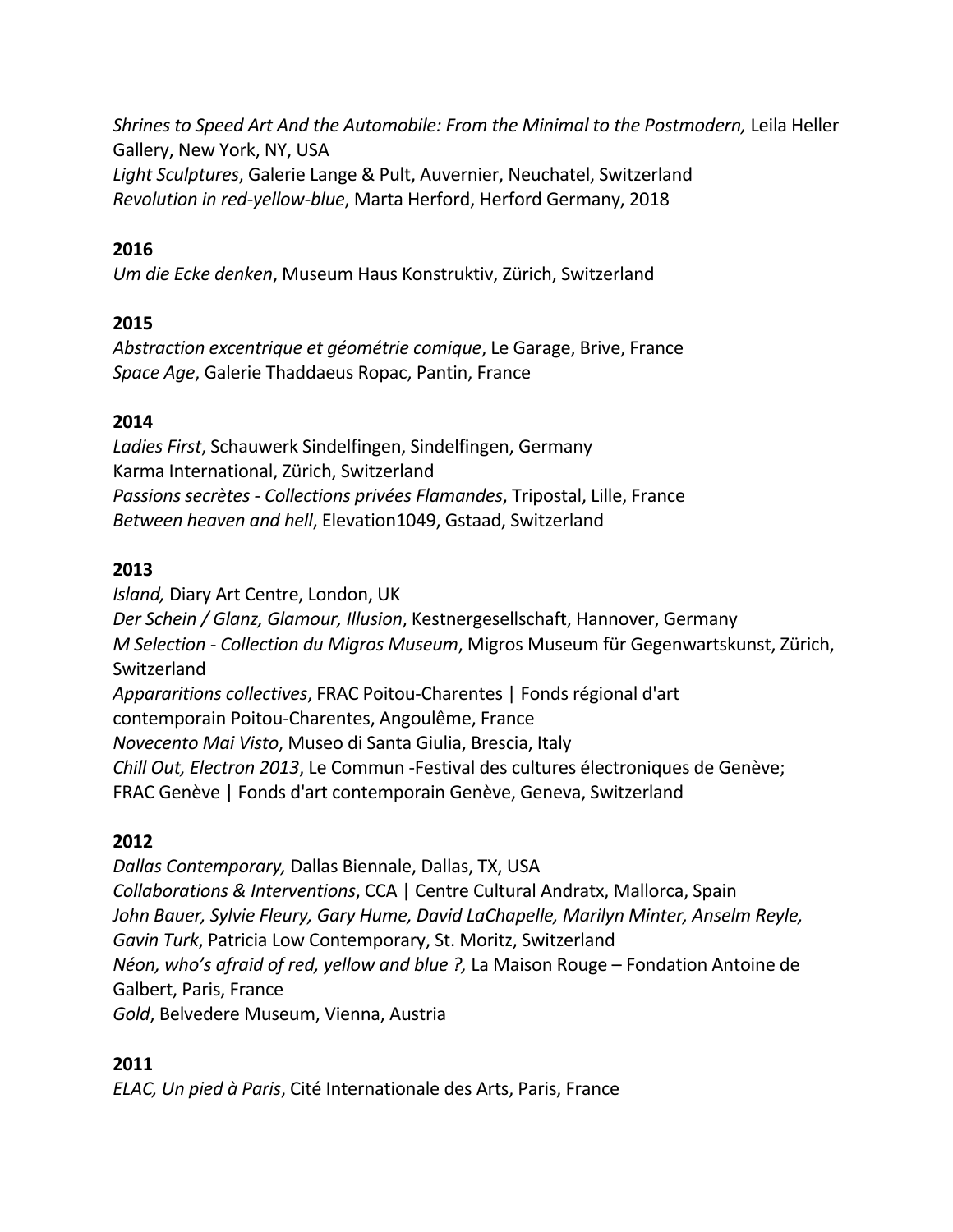*Shrines to Speed Art And the Automobile: From the Minimal to the Postmodern,* Leila Heller Gallery, New York, NY, USA
*Light Sculptures*, Galerie Lange & Pult, Auvernier, Neuchatel, Switzerland
*Revolution in red-yellow-blue*, Marta Herford, Herford Germany, 2018

**2016**
*Um die Ecke denken*, Museum Haus Konstruktiv, Zürich, Switzerland

**2015**
*Abstraction excentrique et géométrie comique*, Le Garage, Brive, France
*Space Age*, Galerie Thaddaeus Ropac, Pantin, France

**2014**
*Ladies First*, Schauwerk Sindelfingen, Sindelfingen, Germany
Karma International, Zürich, Switzerland
*Passions secrètes - Collections privées Flamandes*, Tripostal, Lille, France
*Between heaven and hell*, Elevation1049, Gstaad, Switzerland

**2013**
*Island,* Diary Art Centre, London, UK
*Der Schein / Glanz, Glamour, Illusion*, Kestnergesellschaft, Hannover, Germany
*M Selection - Collection du Migros Museum*, Migros Museum für Gegenwartskunst, Zürich, Switzerland
*Appararitions collectives*, FRAC Poitou-Charentes | Fonds régional d'art contemporain Poitou-Charentes, Angoulême, France
*Novecento Mai Visto*, Museo di Santa Giulia, Brescia, Italy
*Chill Out, Electron 2013*, Le Commun -Festival des cultures électroniques de Genève; FRAC Genève | Fonds d'art contemporain Genève, Geneva, Switzerland

**2012**
*Dallas Contemporary,* Dallas Biennale, Dallas, TX, USA
*Collaborations & Interventions*, CCA | Centre Cultural Andratx, Mallorca, Spain
*John Bauer, Sylvie Fleury, Gary Hume, David LaChapelle, Marilyn Minter, Anselm Reyle, Gavin Turk*, Patricia Low Contemporary, St. Moritz, Switzerland
*Néon, who's afraid of red, yellow and blue ?,* La Maison Rouge – Fondation Antoine de Galbert, Paris, France
*Gold*, Belvedere Museum, Vienna, Austria

**2011**
*ELAC, Un pied à Paris*, Cité Internationale des Arts, Paris, France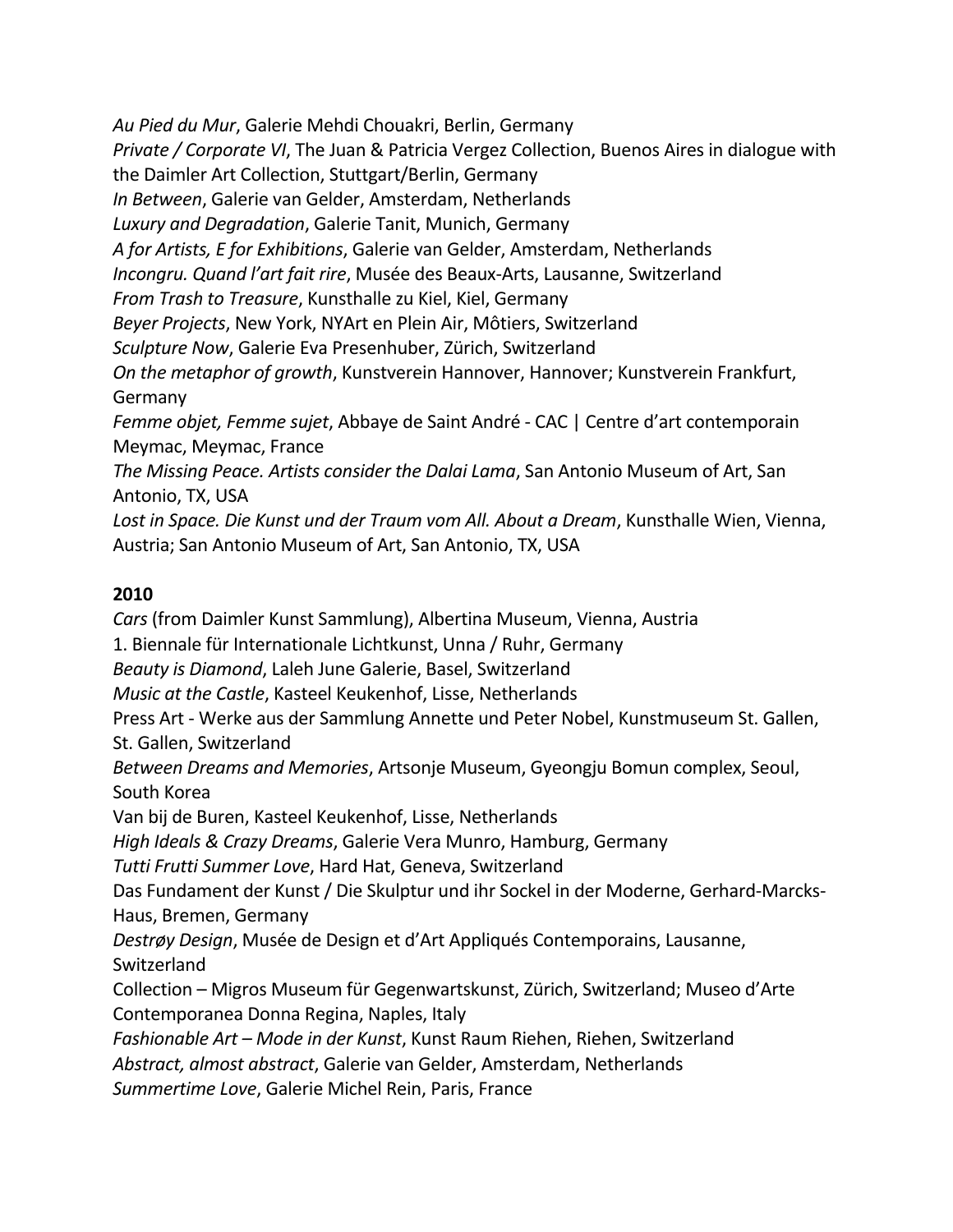*Au Pied du Mur*, Galerie Mehdi Chouakri, Berlin, Germany
*Private / Corporate VI*, The Juan & Patricia Vergez Collection, Buenos Aires in dialogue with the Daimler Art Collection, Stuttgart/Berlin, Germany
*In Between*, Galerie van Gelder, Amsterdam, Netherlands
*Luxury and Degradation*, Galerie Tanit, Munich, Germany
*A for Artists, E for Exhibitions*, Galerie van Gelder, Amsterdam, Netherlands
*Incongru. Quand l'art fait rire*, Musée des Beaux-Arts, Lausanne, Switzerland
*From Trash to Treasure*, Kunsthalle zu Kiel, Kiel, Germany
*Beyer Projects*, New York, NYArt en Plein Air, Môtiers, Switzerland
*Sculpture Now*, Galerie Eva Presenhuber, Zürich, Switzerland
*On the metaphor of growth*, Kunstverein Hannover, Hannover; Kunstverein Frankfurt, Germany
*Femme objet, Femme sujet*, Abbaye de Saint André - CAC | Centre d'art contemporain Meymac, Meymac, France
*The Missing Peace. Artists consider the Dalai Lama*, San Antonio Museum of Art, San Antonio, TX, USA
*Lost in Space. Die Kunst und der Traum vom All. About a Dream*, Kunsthalle Wien, Vienna, Austria; San Antonio Museum of Art, San Antonio, TX, USA

**2010**

*Cars* (from Daimler Kunst Sammlung), Albertina Museum, Vienna, Austria
1. Biennale für Internationale Lichtkunst, Unna / Ruhr, Germany
*Beauty is Diamond*, Laleh June Galerie, Basel, Switzerland
*Music at the Castle*, Kasteel Keukenhof, Lisse, Netherlands
Press Art - Werke aus der Sammlung Annette und Peter Nobel, Kunstmuseum St. Gallen, St. Gallen, Switzerland
*Between Dreams and Memories*, Artsonje Museum, Gyeongju Bomun complex, Seoul, South Korea
Van bij de Buren, Kasteel Keukenhof, Lisse, Netherlands
*High Ideals & Crazy Dreams*, Galerie Vera Munro, Hamburg, Germany
*Tutti Frutti Summer Love*, Hard Hat, Geneva, Switzerland
Das Fundament der Kunst / Die Skulptur und ihr Sockel in der Moderne, Gerhard-Marcks-Haus, Bremen, Germany
*Destrøy Design*, Musée de Design et d'Art Appliqués Contemporains, Lausanne, Switzerland
Collection – Migros Museum für Gegenwartskunst, Zürich, Switzerland; Museo d'Arte Contemporanea Donna Regina, Naples, Italy
*Fashionable Art – Mode in der Kunst*, Kunst Raum Riehen, Riehen, Switzerland
*Abstract, almost abstract*, Galerie van Gelder, Amsterdam, Netherlands
*Summertime Love*, Galerie Michel Rein, Paris, France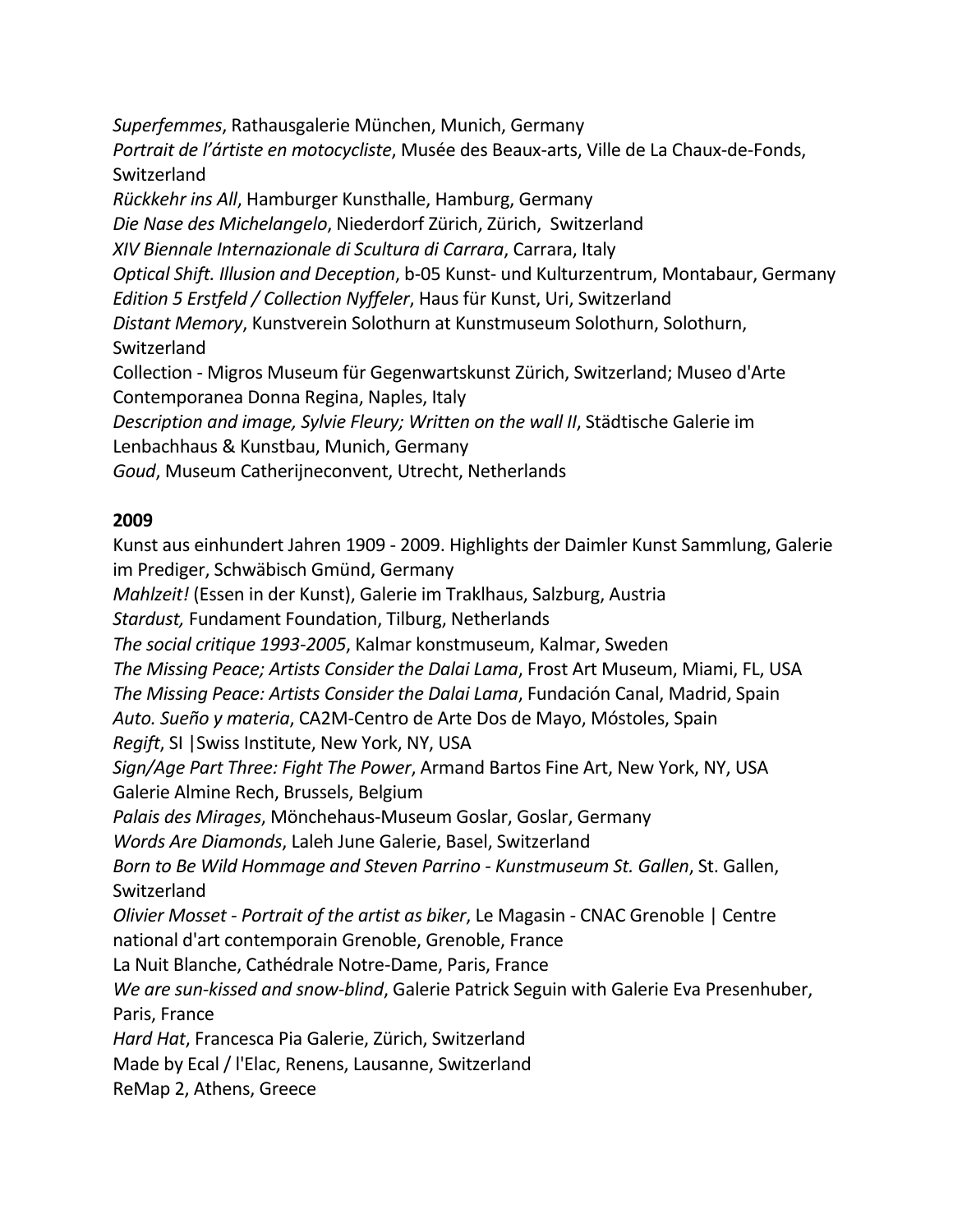*Superfemmes*, Rathausgalerie München, Munich, Germany
*Portrait de l'ártiste en motocycliste*, Musée des Beaux-arts, Ville de La Chaux-de-Fonds, Switzerland
*Rückkehr ins All*, Hamburger Kunsthalle, Hamburg, Germany
*Die Nase des Michelangelo*, Niederdorf Zürich, Zürich, Switzerland
*XIV Biennale Internazionale di Scultura di Carrara*, Carrara, Italy
*Optical Shift. Illusion and Deception*, b-05 Kunst- und Kulturzentrum, Montabaur, Germany
*Edition 5 Erstfeld / Collection Nyffeler*, Haus für Kunst, Uri, Switzerland
*Distant Memory*, Kunstverein Solothurn at Kunstmuseum Solothurn, Solothurn, Switzerland
Collection - Migros Museum für Gegenwartskunst Zürich, Switzerland; Museo d'Arte Contemporanea Donna Regina, Naples, Italy
*Description and image, Sylvie Fleury; Written on the wall II*, Städtische Galerie im Lenbachhaus & Kunstbau, Munich, Germany
*Goud*, Museum Catherijneconvent, Utrecht, Netherlands

**2009**

Kunst aus einhundert Jahren 1909 - 2009. Highlights der Daimler Kunst Sammlung, Galerie im Prediger, Schwäbisch Gmünd, Germany
*Mahlzeit!* (Essen in der Kunst), Galerie im Traklhaus, Salzburg, Austria
*Stardust,* Fundament Foundation, Tilburg, Netherlands
*The social critique 1993-2005*, Kalmar konstmuseum, Kalmar, Sweden
*The Missing Peace; Artists Consider the Dalai Lama*, Frost Art Museum, Miami, FL, USA
*The Missing Peace: Artists Consider the Dalai Lama*, Fundación Canal, Madrid, Spain
*Auto. Sueño y materia*, CA2M-Centro de Arte Dos de Mayo, Móstoles, Spain
*Regift*, SI |Swiss Institute, New York, NY, USA
*Sign/Age Part Three: Fight The Power*, Armand Bartos Fine Art, New York, NY, USA
Galerie Almine Rech, Brussels, Belgium
*Palais des Mirages*, Mönchehaus-Museum Goslar, Goslar, Germany
*Words Are Diamonds*, Laleh June Galerie, Basel, Switzerland
*Born to Be Wild Hommage and Steven Parrino - Kunstmuseum St. Gallen*, St. Gallen, Switzerland
*Olivier Mosset - Portrait of the artist as biker*, Le Magasin - CNAC Grenoble | Centre national d'art contemporain Grenoble, Grenoble, France
La Nuit Blanche, Cathédrale Notre-Dame, Paris, France
*We are sun-kissed and snow-blind*, Galerie Patrick Seguin with Galerie Eva Presenhuber, Paris, France
*Hard Hat*, Francesca Pia Galerie, Zürich, Switzerland
Made by Ecal / l'Elac, Renens, Lausanne, Switzerland
ReMap 2, Athens, Greece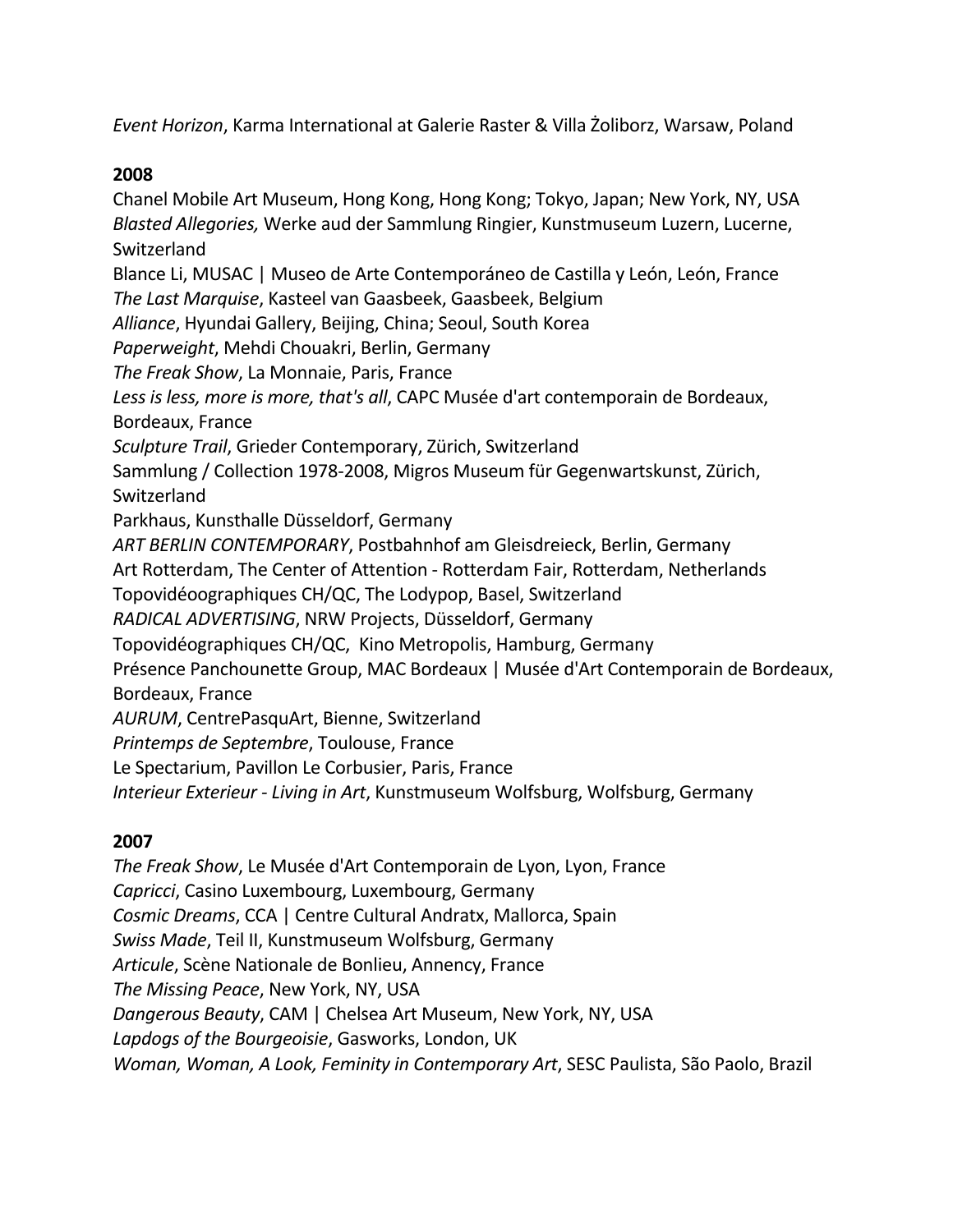*Event Horizon*, Karma International at Galerie Raster & Villa Żoliborz, Warsaw, Poland

**2008**

Chanel Mobile Art Museum, Hong Kong, Hong Kong; Tokyo, Japan; New York, NY, USA
*Blasted Allegories,* Werke aud der Sammlung Ringier, Kunstmuseum Luzern, Lucerne, Switzerland
Blance Li, MUSAC | Museo de Arte Contemporáneo de Castilla y León, León, France
*The Last Marquise*, Kasteel van Gaasbeek, Gaasbeek, Belgium
*Alliance*, Hyundai Gallery, Beijing, China; Seoul, South Korea
*Paperweight*, Mehdi Chouakri, Berlin, Germany
*The Freak Show*, La Monnaie, Paris, France
*Less is less, more is more, that's all*, CAPC Musée d'art contemporain de Bordeaux, Bordeaux, France
*Sculpture Trail*, Grieder Contemporary, Zürich, Switzerland
Sammlung / Collection 1978-2008, Migros Museum für Gegenwartskunst, Zürich, Switzerland
Parkhaus, Kunsthalle Düsseldorf, Germany
*ART BERLIN CONTEMPORARY*, Postbahnhof am Gleisdreieck, Berlin, Germany
Art Rotterdam, The Center of Attention - Rotterdam Fair, Rotterdam, Netherlands
Topovidéoographiques CH/QC, The Lodypop, Basel, Switzerland
*RADICAL ADVERTISING*, NRW Projects, Düsseldorf, Germany
Topovidéographiques CH/QC, Kino Metropolis, Hamburg, Germany
Présence Panchounette Group, MAC Bordeaux | Musée d'Art Contemporain de Bordeaux, Bordeaux, France
*AURUM*, CentrePasquArt, Bienne, Switzerland
*Printemps de Septembre*, Toulouse, France
Le Spectarium, Pavillon Le Corbusier, Paris, France
*Interieur Exterieur - Living in Art*, Kunstmuseum Wolfsburg, Wolfsburg, Germany

**2007**

*The Freak Show*, Le Musée d'Art Contemporain de Lyon, Lyon, France
*Capricci*, Casino Luxembourg, Luxembourg, Germany
*Cosmic Dreams*, CCA | Centre Cultural Andratx, Mallorca, Spain
*Swiss Made*, Teil II, Kunstmuseum Wolfsburg, Germany
*Articule*, Scène Nationale de Bonlieu, Annency, France
*The Missing Peace*, New York, NY, USA
*Dangerous Beauty*, CAM | Chelsea Art Museum, New York, NY, USA
*Lapdogs of the Bourgeoisie*, Gasworks, London, UK
*Woman, Woman, A Look, Feminity in Contemporary Art*, SESC Paulista, São Paolo, Brazil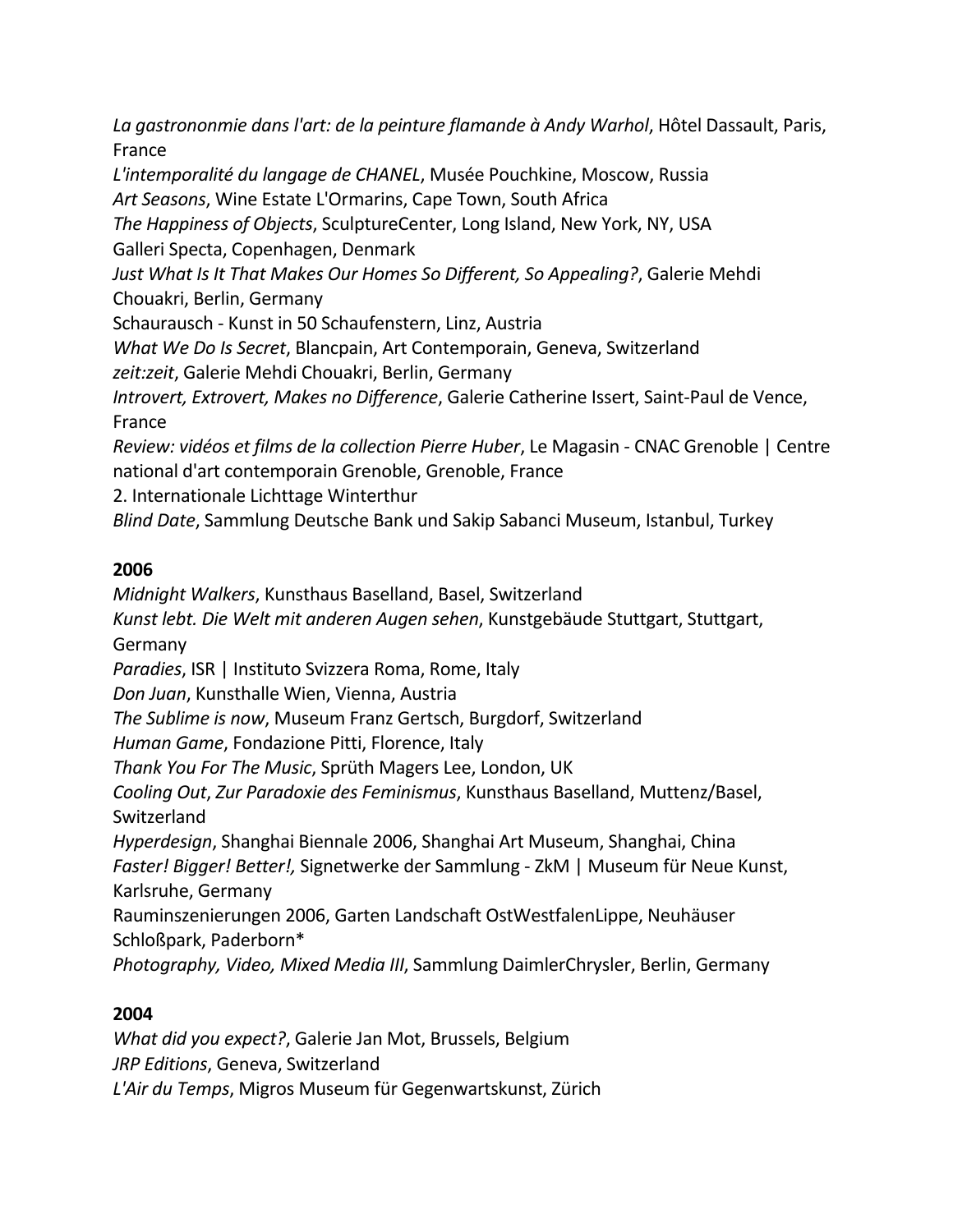*La gastrononmie dans l'art: de la peinture flamande à Andy Warhol*, Hôtel Dassault, Paris, France
*L'intemporalité du langage de CHANEL*, Musée Pouchkine, Moscow, Russia
*Art Seasons*, Wine Estate L'Ormarins, Cape Town, South Africa
*The Happiness of Objects*, SculptureCenter, Long Island, New York, NY, USA
Galleri Specta, Copenhagen, Denmark
*Just What Is It That Makes Our Homes So Different, So Appealing?*, Galerie Mehdi Chouakri, Berlin, Germany
Schaurausch - Kunst in 50 Schaufenstern, Linz, Austria
*What We Do Is Secret*, Blancpain, Art Contemporain, Geneva, Switzerland
*zeit:zeit*, Galerie Mehdi Chouakri, Berlin, Germany
*Introvert, Extrovert, Makes no Difference*, Galerie Catherine Issert, Saint-Paul de Vence, France
*Review: vidéos et films de la collection Pierre Huber*, Le Magasin - CNAC Grenoble | Centre national d'art contemporain Grenoble, Grenoble, France
2. Internationale Lichttage Winterthur
*Blind Date*, Sammlung Deutsche Bank und Sakip Sabanci Museum, Istanbul, Turkey

**2006**
*Midnight Walkers*, Kunsthaus Baselland, Basel, Switzerland
*Kunst lebt. Die Welt mit anderen Augen sehen*, Kunstgebäude Stuttgart, Stuttgart, Germany
*Paradies*, ISR | Instituto Svizzera Roma, Rome, Italy
*Don Juan*, Kunsthalle Wien, Vienna, Austria
*The Sublime is now*, Museum Franz Gertsch, Burgdorf, Switzerland
*Human Game*, Fondazione Pitti, Florence, Italy
*Thank You For The Music*, Sprüth Magers Lee, London, UK
*Cooling Out*, *Zur Paradoxie des Feminismus*, Kunsthaus Baselland, Muttenz/Basel, Switzerland
*Hyperdesign*, Shanghai Biennale 2006, Shanghai Art Museum, Shanghai, China
*Faster! Bigger! Better!,* Signetwerke der Sammlung - ZkM | Museum für Neue Kunst, Karlsruhe, Germany
Rauminszenierungen 2006, Garten Landschaft OstWestfalenLippe, Neuhäuser Schloßpark, Paderborn*
*Photography, Video, Mixed Media III*, Sammlung DaimlerChrysler, Berlin, Germany

**2004**
*What did you expect?*, Galerie Jan Mot, Brussels, Belgium
*JRP Editions*, Geneva, Switzerland
*L'Air du Temps*, Migros Museum für Gegenwartskunst, Zürich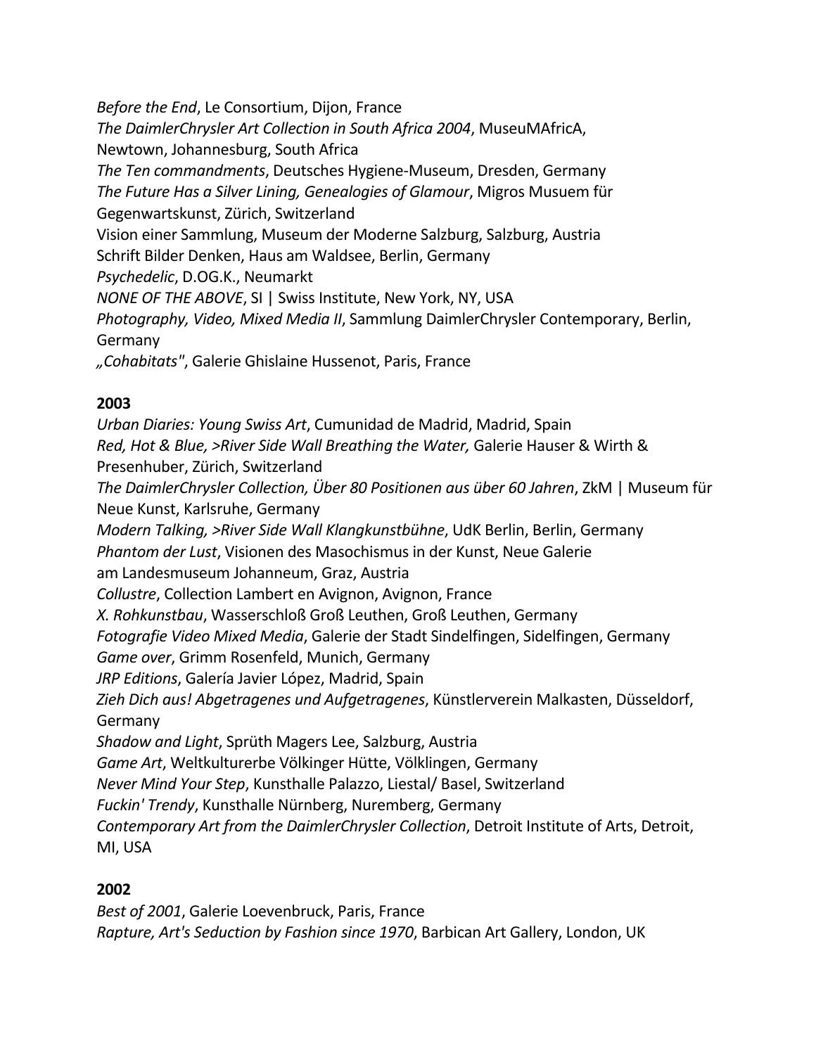*Before the End*, Le Consortium, Dijon, France
*The DaimlerChrysler Art Collection in South Africa 2004*, MuseuMAfricA, Newtown, Johannesburg, South Africa
*The Ten commandments*, Deutsches Hygiene-Museum, Dresden, Germany
*The Future Has a Silver Lining, Genealogies of Glamour*, Migros Musuem für Gegenwartskunst, Zürich, Switzerland
Vision einer Sammlung, Museum der Moderne Salzburg, Salzburg, Austria
Schrift Bilder Denken, Haus am Waldsee, Berlin, Germany
*Psychedelic*, D.OG.K., Neumarkt
*NONE OF THE ABOVE*, SI | Swiss Institute, New York, NY, USA
*Photography, Video, Mixed Media II*, Sammlung DaimlerChrysler Contemporary, Berlin, Germany
*„Cohabitats"*, Galerie Ghislaine Hussenot, Paris, France

**2003**

*Urban Diaries: Young Swiss Art*, Cumunidad de Madrid, Madrid, Spain
*Red, Hot & Blue, >River Side Wall Breathing the Water,* Galerie Hauser & Wirth & Presenhuber, Zürich, Switzerland
*The DaimlerChrysler Collection, Über 80 Positionen aus über 60 Jahren*, ZkM | Museum für Neue Kunst, Karlsruhe, Germany
*Modern Talking, >River Side Wall Klangkunstbühne*, UdK Berlin, Berlin, Germany
*Phantom der Lust*, Visionen des Masochismus in der Kunst, Neue Galerie am Landesmuseum Johanneum, Graz, Austria
*Collustre*, Collection Lambert en Avignon, Avignon, France
*X. Rohkunstbau*, Wasserschloß Groß Leuthen, Groß Leuthen, Germany
*Fotografie Video Mixed Media*, Galerie der Stadt Sindelfingen, Sidelfingen, Germany
*Game over*, Grimm Rosenfeld, Munich, Germany
*JRP Editions*, Galería Javier López, Madrid, Spain
*Zieh Dich aus! Abgetragenes und Aufgetragenes*, Künstlerverein Malkasten, Düsseldorf, Germany
*Shadow and Light*, Sprüth Magers Lee, Salzburg, Austria
*Game Art*, Weltkulturerbe Völkinger Hütte, Völklingen, Germany
*Never Mind Your Step*, Kunsthalle Palazzo, Liestal/ Basel, Switzerland
*Fuckin' Trendy*, Kunsthalle Nürnberg, Nuremberg, Germany
*Contemporary Art from the DaimlerChrysler Collection*, Detroit Institute of Arts, Detroit, MI, USA

**2002**

*Best of 2001*, Galerie Loevenbruck, Paris, France
*Rapture, Art's Seduction by Fashion since 1970*, Barbican Art Gallery, London, UK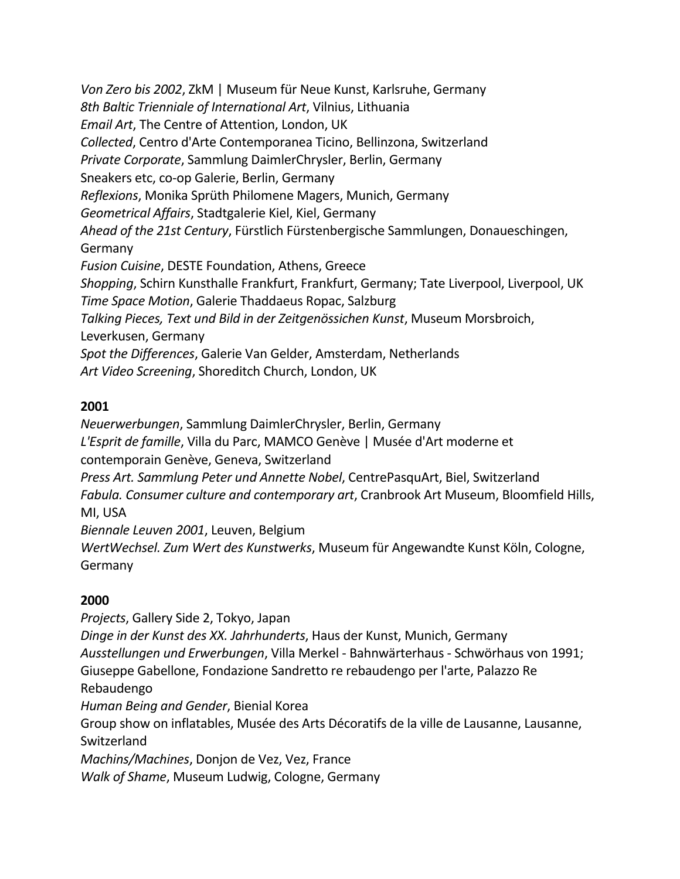*Von Zero bis 2002*, ZkM | Museum für Neue Kunst, Karlsruhe, Germany
*8th Baltic Trienniale of International Art*, Vilnius, Lithuania
*Email Art*, The Centre of Attention, London, UK
*Collected*, Centro d'Arte Contemporanea Ticino, Bellinzona, Switzerland
*Private Corporate*, Sammlung DaimlerChrysler, Berlin, Germany
Sneakers etc, co-op Galerie, Berlin, Germany
*Reflexions*, Monika Sprüth Philomene Magers, Munich, Germany
*Geometrical Affairs*, Stadtgalerie Kiel, Kiel, Germany
*Ahead of the 21st Century*, Fürstlich Fürstenbergische Sammlungen, Donaueschingen, Germany
*Fusion Cuisine*, DESTE Foundation, Athens, Greece
*Shopping*, Schirn Kunsthalle Frankfurt, Frankfurt, Germany; Tate Liverpool, Liverpool, UK
*Time Space Motion*, Galerie Thaddaeus Ropac, Salzburg
*Talking Pieces, Text und Bild in der Zeitgenössichen Kunst*, Museum Morsbroich, Leverkusen, Germany
*Spot the Differences*, Galerie Van Gelder, Amsterdam, Netherlands
*Art Video Screening*, Shoreditch Church, London, UK

**2001**

*Neuerwerbungen*, Sammlung DaimlerChrysler, Berlin, Germany
*L'Esprit de famille*, Villa du Parc, MAMCO Genève | Musée d'Art moderne et contemporain Genève, Geneva, Switzerland
*Press Art. Sammlung Peter und Annette Nobel*, CentrePasquArt, Biel, Switzerland
*Fabula. Consumer culture and contemporary art*, Cranbrook Art Museum, Bloomfield Hills, MI, USA
*Biennale Leuven 2001*, Leuven, Belgium
*WertWechsel. Zum Wert des Kunstwerks*, Museum für Angewandte Kunst Köln, Cologne, Germany

**2000**

*Projects*, Gallery Side 2, Tokyo, Japan
*Dinge in der Kunst des XX. Jahrhunderts*, Haus der Kunst, Munich, Germany
*Ausstellungen und Erwerbungen*, Villa Merkel - Bahnwärterhaus - Schwörhaus von 1991; Giuseppe Gabellone, Fondazione Sandretto re rebaudengo per l'arte, Palazzo Re Rebaudengo
*Human Being and Gender*, Bienial Korea
Group show on inflatables, Musée des Arts Décoratifs de la ville de Lausanne, Lausanne, Switzerland
*Machins/Machines*, Donjon de Vez, Vez, France
*Walk of Shame*, Museum Ludwig, Cologne, Germany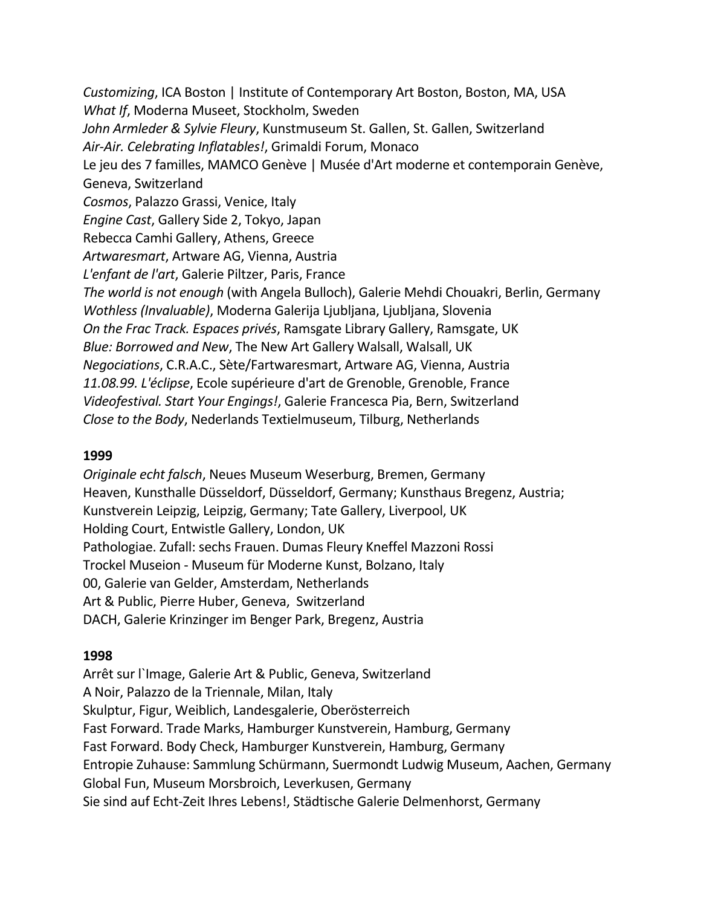*Customizing*, ICA Boston | Institute of Contemporary Art Boston, Boston, MA, USA
*What If*, Moderna Museet, Stockholm, Sweden
*John Armleder & Sylvie Fleury*, Kunstmuseum St. Gallen, St. Gallen, Switzerland
*Air-Air. Celebrating Inflatables!*, Grimaldi Forum, Monaco
Le jeu des 7 familles, MAMCO Genève | Musée d'Art moderne et contemporain Genève, Geneva, Switzerland
*Cosmos*, Palazzo Grassi, Venice, Italy
*Engine Cast*, Gallery Side 2, Tokyo, Japan
Rebecca Camhi Gallery, Athens, Greece
*Artwaresmart*, Artware AG, Vienna, Austria
*L'enfant de l'art*, Galerie Piltzer, Paris, France
*The world is not enough* (with Angela Bulloch), Galerie Mehdi Chouakri, Berlin, Germany
*Wothless (Invaluable)*, Moderna Galerija Ljubljana, Ljubljana, Slovenia
*On the Frac Track. Espaces privés*, Ramsgate Library Gallery, Ramsgate, UK
*Blue: Borrowed and New*, The New Art Gallery Walsall, Walsall, UK
*Negociations*, C.R.A.C., Sète/Fartwaresmart, Artware AG, Vienna, Austria
*11.08.99. L'éclipse*, Ecole supérieure d'art de Grenoble, Grenoble, France
*Videofestival. Start Your Engings!*, Galerie Francesca Pia, Bern, Switzerland
*Close to the Body*, Nederlands Textielmuseum, Tilburg, Netherlands

**1999**

*Originale echt falsch*, Neues Museum Weserburg, Bremen, Germany
Heaven, Kunsthalle Düsseldorf, Düsseldorf, Germany; Kunsthaus Bregenz, Austria; Kunstverein Leipzig, Leipzig, Germany; Tate Gallery, Liverpool, UK
Holding Court, Entwistle Gallery, London, UK
Pathologiae. Zufall: sechs Frauen. Dumas Fleury Kneffel Mazzoni Rossi Trockel Museion - Museum für Moderne Kunst, Bolzano, Italy
00, Galerie van Gelder, Amsterdam, Netherlands
Art & Public, Pierre Huber, Geneva, Switzerland
DACH, Galerie Krinzinger im Benger Park, Bregenz, Austria

**1998**

Arrêt sur l`Image, Galerie Art & Public, Geneva, Switzerland
A Noir, Palazzo de la Triennale, Milan, Italy
Skulptur, Figur, Weiblich, Landesgalerie, Oberösterreich
Fast Forward. Trade Marks, Hamburger Kunstverein, Hamburg, Germany
Fast Forward. Body Check, Hamburger Kunstverein, Hamburg, Germany
Entropie Zuhause: Sammlung Schürmann, Suermondt Ludwig Museum, Aachen, Germany
Global Fun, Museum Morsbroich, Leverkusen, Germany
Sie sind auf Echt-Zeit Ihres Lebens!, Städtische Galerie Delmenhorst, Germany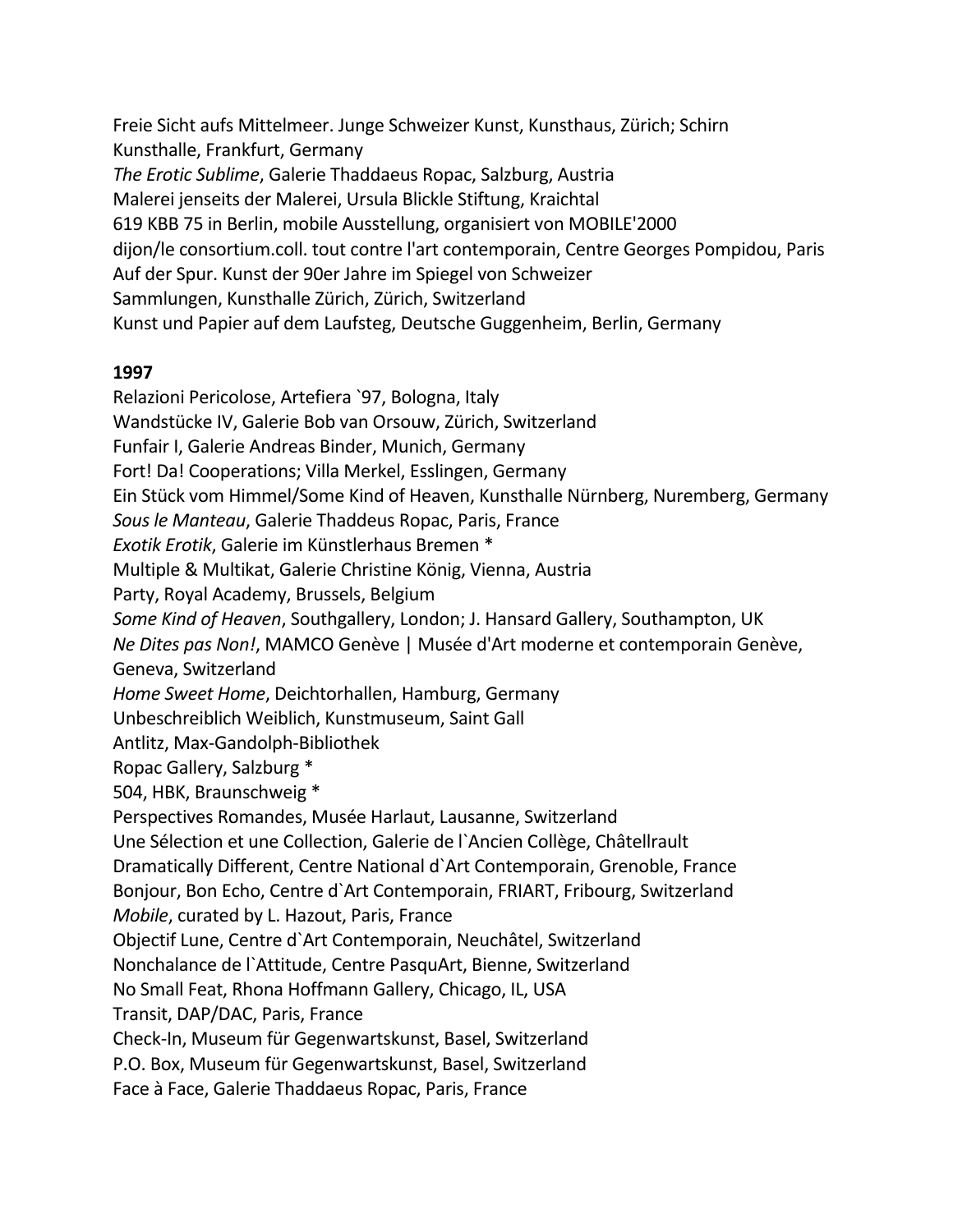Freie Sicht aufs Mittelmeer. Junge Schweizer Kunst, Kunsthaus, Zürich; Schirn Kunsthalle, Frankfurt, Germany
*The Erotic Sublime*, Galerie Thaddaeus Ropac, Salzburg, Austria
Malerei jenseits der Malerei, Ursula Blickle Stiftung, Kraichtal
619 KBB 75 in Berlin, mobile Ausstellung, organisiert von MOBILE'2000
dijon/le consortium.coll. tout contre l'art contemporain, Centre Georges Pompidou, Paris
Auf der Spur. Kunst der 90er Jahre im Spiegel von Schweizer Sammlungen, Kunsthalle Zürich, Zürich, Switzerland
Kunst und Papier auf dem Laufsteg, Deutsche Guggenheim, Berlin, Germany

**1997**
Relazioni Pericolose, Artefiera `97, Bologna, Italy
Wandstücke IV, Galerie Bob van Orsouw, Zürich, Switzerland
Funfair I, Galerie Andreas Binder, Munich, Germany
Fort! Da! Cooperations; Villa Merkel, Esslingen, Germany
Ein Stück vom Himmel/Some Kind of Heaven, Kunsthalle Nürnberg, Nuremberg, Germany
*Sous le Manteau*, Galerie Thaddeus Ropac, Paris, France
*Exotik Erotik*, Galerie im Künstlerhaus Bremen *
Multiple & Multikat, Galerie Christine König, Vienna, Austria
Party, Royal Academy, Brussels, Belgium
*Some Kind of Heaven*, Southgallery, London; J. Hansard Gallery, Southampton, UK
*Ne Dites pas Non!*, MAMCO Genève | Musée d'Art moderne et contemporain Genève, Geneva, Switzerland
*Home Sweet Home*, Deichtorhallen, Hamburg, Germany
Unbeschreiblich Weiblich, Kunstmuseum, Saint Gall
Antlitz, Max-Gandolph-Bibliothek
Ropac Gallery, Salzburg *
504, HBK, Braunschweig *
Perspectives Romandes, Musée Harlaut, Lausanne, Switzerland
Une Sélection et une Collection, Galerie de l`Ancien Collège, Châtellrault
Dramatically Different, Centre National d`Art Contemporain, Grenoble, France
Bonjour, Bon Echo, Centre d`Art Contemporain, FRIART, Fribourg, Switzerland
*Mobile*, curated by L. Hazout, Paris, France
Objectif Lune, Centre d`Art Contemporain, Neuchâtel, Switzerland
Nonchalance de l`Attitude, Centre PasquArt, Bienne, Switzerland
No Small Feat, Rhona Hoffmann Gallery, Chicago, IL, USA
Transit, DAP/DAC, Paris, France
Check-In, Museum für Gegenwartskunst, Basel, Switzerland
P.O. Box, Museum für Gegenwartskunst, Basel, Switzerland
Face à Face, Galerie Thaddaeus Ropac, Paris, France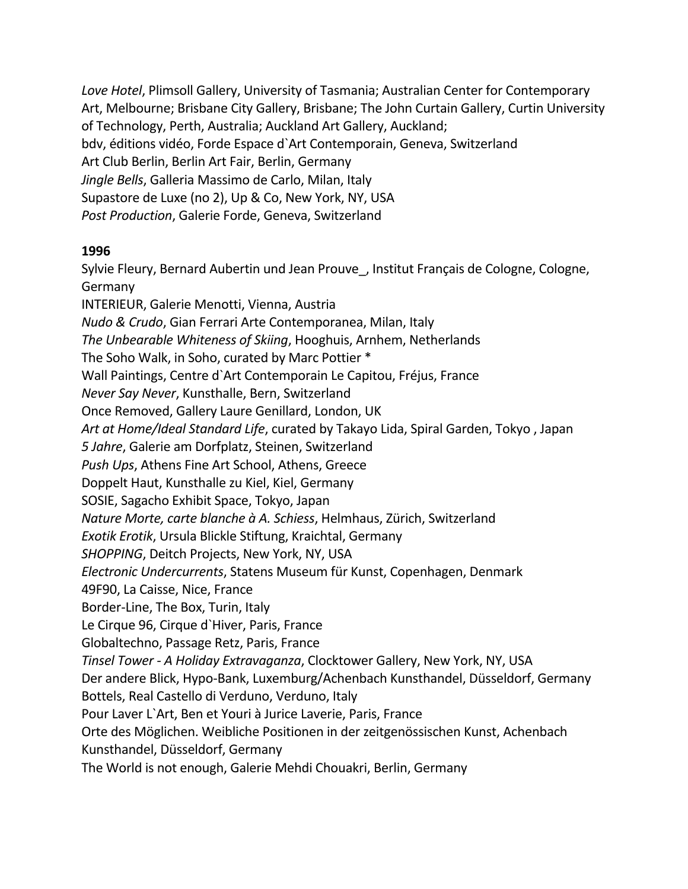*Love Hotel*, Plimsoll Gallery, University of Tasmania; Australian Center for Contemporary Art, Melbourne; Brisbane City Gallery, Brisbane; The John Curtain Gallery, Curtin University of Technology, Perth, Australia; Auckland Art Gallery, Auckland;
bdv, éditions vidéo, Forde Espace d`Art Contemporain, Geneva, Switzerland
Art Club Berlin, Berlin Art Fair, Berlin, Germany
*Jingle Bells*, Galleria Massimo de Carlo, Milan, Italy
Supastore de Luxe (no 2), Up & Co, New York, NY, USA
*Post Production*, Galerie Forde, Geneva, Switzerland

**1996**
Sylvie Fleury, Bernard Aubertin und Jean Prouve_, Institut Français de Cologne, Cologne, Germany
INTERIEUR, Galerie Menotti, Vienna, Austria
*Nudo & Crudo*, Gian Ferrari Arte Contemporanea, Milan, Italy
*The Unbearable Whiteness of Skiing*, Hooghuis, Arnhem, Netherlands
The Soho Walk, in Soho, curated by Marc Pottier *
Wall Paintings, Centre d`Art Contemporain Le Capitou, Fréjus, France
*Never Say Never*, Kunsthalle, Bern, Switzerland
Once Removed, Gallery Laure Genillard, London, UK
*Art at Home/Ideal Standard Life*, curated by Takayo Lida, Spiral Garden, Tokyo , Japan
*5 Jahre*, Galerie am Dorfplatz, Steinen, Switzerland
*Push Ups*, Athens Fine Art School, Athens, Greece
Doppelt Haut, Kunsthalle zu Kiel, Kiel, Germany
SOSIE, Sagacho Exhibit Space, Tokyo, Japan
*Nature Morte, carte blanche à A. Schiess*, Helmhaus, Zürich, Switzerland
*Exotik Erotik*, Ursula Blickle Stiftung, Kraichtal, Germany
*SHOPPING*, Deitch Projects, New York, NY, USA
*Electronic Undercurrents*, Statens Museum für Kunst, Copenhagen, Denmark
49F90, La Caisse, Nice, France
Border-Line, The Box, Turin, Italy
Le Cirque 96, Cirque d`Hiver, Paris, France
Globaltechno, Passage Retz, Paris, France
*Tinsel Tower - A Holiday Extravaganza*, Clocktower Gallery, New York, NY, USA
Der andere Blick, Hypo-Bank, Luxemburg/Achenbach Kunsthandel, Düsseldorf, Germany
Bottels, Real Castello di Verduno, Verduno, Italy
Pour Laver L`Art, Ben et Youri à Jurice Laverie, Paris, France
Orte des Möglichen. Weibliche Positionen in der zeitgenössischen Kunst, Achenbach Kunsthandel, Düsseldorf, Germany
The World is not enough, Galerie Mehdi Chouakri, Berlin, Germany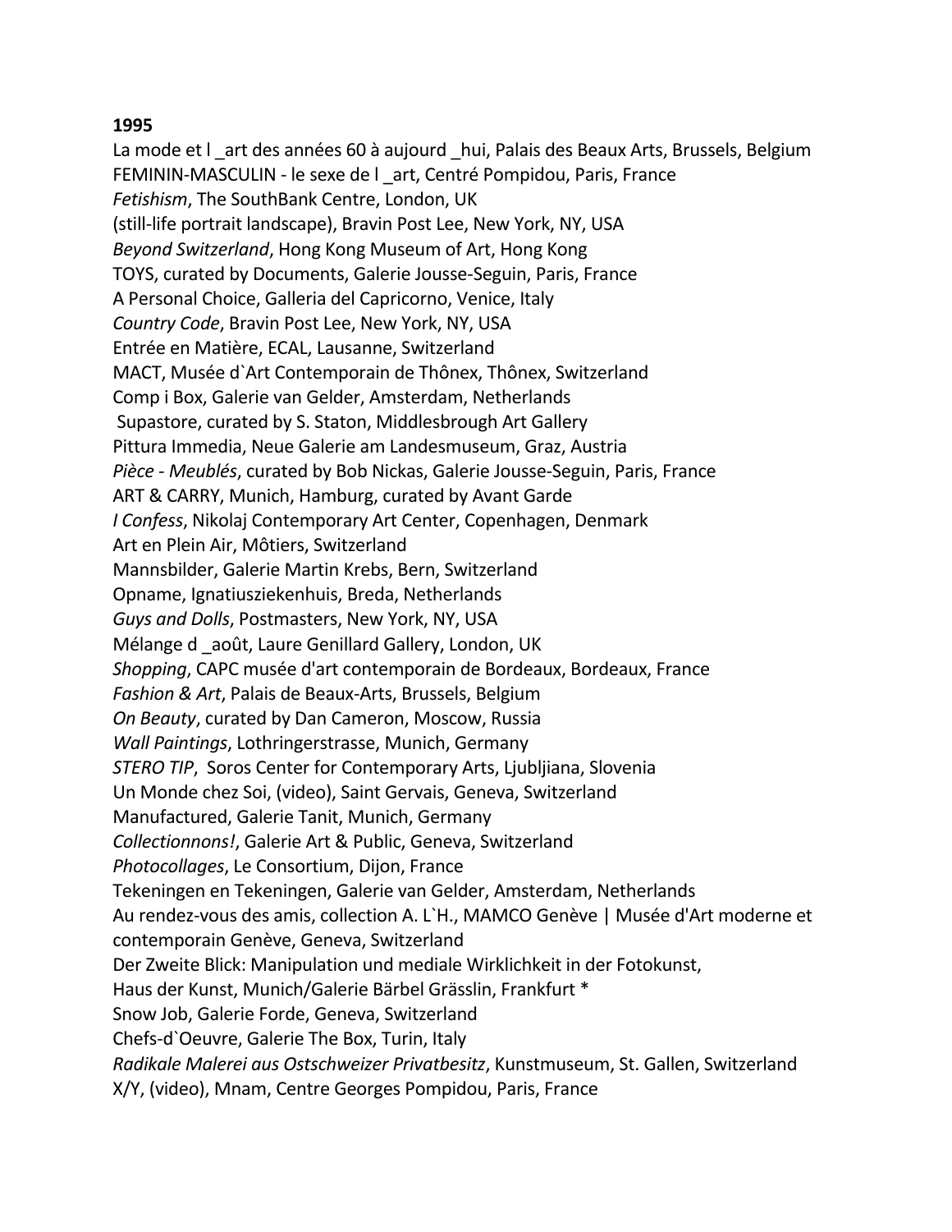**1995**

La mode et l _art des années 60 à aujourd _hui, Palais des Beaux Arts, Brussels, Belgium
FEMININ-MASCULIN - le sexe de l _art, Centré Pompidou, Paris, France
*Fetishism*, The SouthBank Centre, London, UK
(still-life portrait landscape), Bravin Post Lee, New York, NY, USA
*Beyond Switzerland*, Hong Kong Museum of Art, Hong Kong
TOYS, curated by Documents, Galerie Jousse-Seguin, Paris, France
A Personal Choice, Galleria del Capricorno, Venice, Italy
*Country Code*, Bravin Post Lee, New York, NY, USA
Entrée en Matière, ECAL, Lausanne, Switzerland
MACT, Musée d`Art Contemporain de Thônex, Thônex, Switzerland
Comp i Box, Galerie van Gelder, Amsterdam, Netherlands
Supastore, curated by S. Staton, Middlesbrough Art Gallery
Pittura Immedia, Neue Galerie am Landesmuseum, Graz, Austria
*Pièce - Meublés*, curated by Bob Nickas, Galerie Jousse-Seguin, Paris, France
ART & CARRY, Munich, Hamburg, curated by Avant Garde
*I Confess*, Nikolaj Contemporary Art Center, Copenhagen, Denmark
Art en Plein Air, Môtiers, Switzerland
Mannsbilder, Galerie Martin Krebs, Bern, Switzerland
Opname, Ignatiusziekenhuis, Breda, Netherlands
*Guys and Dolls*, Postmasters, New York, NY, USA
Mélange d _août, Laure Genillard Gallery, London, UK
*Shopping*, CAPC musée d'art contemporain de Bordeaux, Bordeaux, France
*Fashion & Art*, Palais de Beaux-Arts, Brussels, Belgium
*On Beauty*, curated by Dan Cameron, Moscow, Russia
*Wall Paintings*, Lothringerstrasse, Munich, Germany
*STERO TIP*, Soros Center for Contemporary Arts, Ljubljiana, Slovenia
Un Monde chez Soi, (video), Saint Gervais, Geneva, Switzerland
Manufactured, Galerie Tanit, Munich, Germany
*Collectionnons!*, Galerie Art & Public, Geneva, Switzerland
*Photocollages*, Le Consortium, Dijon, France
Tekeningen en Tekeningen, Galerie van Gelder, Amsterdam, Netherlands
Au rendez-vous des amis, collection A. L`H., MAMCO Genève | Musée d'Art moderne et contemporain Genève, Geneva, Switzerland
Der Zweite Blick: Manipulation und mediale Wirklichkeit in der Fotokunst, Haus der Kunst, Munich/Galerie Bärbel Grässlin, Frankfurt *
Snow Job, Galerie Forde, Geneva, Switzerland
Chefs-d`Oeuvre, Galerie The Box, Turin, Italy
*Radikale Malerei aus Ostschweizer Privatbesitz*, Kunstmuseum, St. Gallen, Switzerland
X/Y, (video), Mnam, Centre Georges Pompidou, Paris, France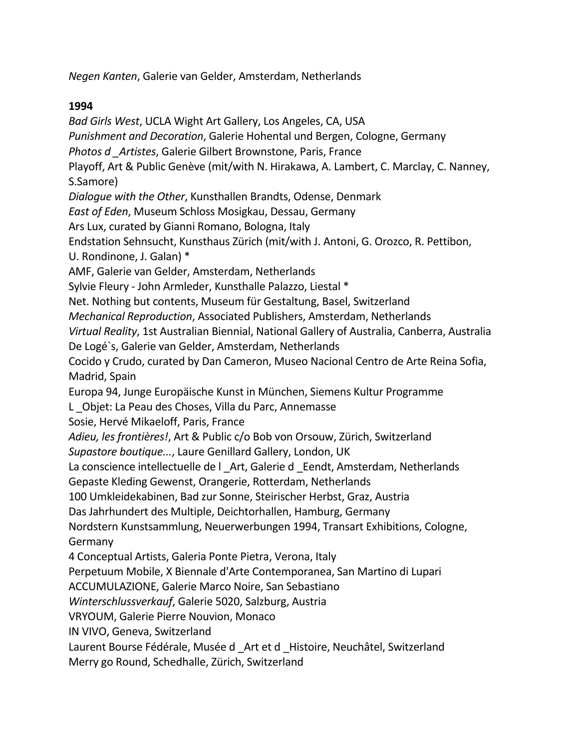*Negen Kanten*, Galerie van Gelder, Amsterdam, Netherlands

**1994**

*Bad Girls West*, UCLA Wight Art Gallery, Los Angeles, CA, USA
*Punishment and Decoration*, Galerie Hohental und Bergen, Cologne, Germany
*Photos d _Artistes*, Galerie Gilbert Brownstone, Paris, France
Playoff, Art & Public Genève (mit/with N. Hirakawa, A. Lambert, C. Marclay, C. Nanney, S.Samore)
*Dialogue with the Other*, Kunsthallen Brandts, Odense, Denmark
*East of Eden*, Museum Schloss Mosigkau, Dessau, Germany
Ars Lux, curated by Gianni Romano, Bologna, Italy
Endstation Sehnsucht, Kunsthaus Zürich (mit/with J. Antoni, G. Orozco, R. Pettibon, U. Rondinone, J. Galan) *
AMF, Galerie van Gelder, Amsterdam, Netherlands
Sylvie Fleury - John Armleder, Kunsthalle Palazzo, Liestal *
Net. Nothing but contents, Museum für Gestaltung, Basel, Switzerland
*Mechanical Reproduction*, Associated Publishers, Amsterdam, Netherlands
*Virtual Reality*, 1st Australian Biennial, National Gallery of Australia, Canberra, Australia
De Logé`s, Galerie van Gelder, Amsterdam, Netherlands
Cocido y Crudo, curated by Dan Cameron, Museo Nacional Centro de Arte Reina Sofia, Madrid, Spain
Europa 94, Junge Europäische Kunst in München, Siemens Kultur Programme
L _Objet: La Peau des Choses, Villa du Parc, Annemasse
Sosie, Hervé Mikaeloff, Paris, France
*Adieu, les frontières!*, Art & Public c/o Bob von Orsouw, Zürich, Switzerland
*Supastore boutique...*, Laure Genillard Gallery, London, UK
La conscience intellectuelle de l _Art, Galerie d _Eendt, Amsterdam, Netherlands
Gepaste Kleding Gewenst, Orangerie, Rotterdam, Netherlands
100 Umkleidekabinen, Bad zur Sonne, Steirischer Herbst, Graz, Austria
Das Jahrhundert des Multiple, Deichtorhallen, Hamburg, Germany
Nordstern Kunstsammlung, Neuerwerbungen 1994, Transart Exhibitions, Cologne, Germany
4 Conceptual Artists, Galeria Ponte Pietra, Verona, Italy
Perpetuum Mobile, X Biennale d'Arte Contemporanea, San Martino di Lupari
ACCUMULAZIONE, Galerie Marco Noire, San Sebastiano
*Winterschlussverkauf*, Galerie 5020, Salzburg, Austria
VRYOUM, Galerie Pierre Nouvion, Monaco
IN VIVO, Geneva, Switzerland
Laurent Bourse Fédérale, Musée d _Art et d _Histoire, Neuchâtel, Switzerland
Merry go Round, Schedhalle, Zürich, Switzerland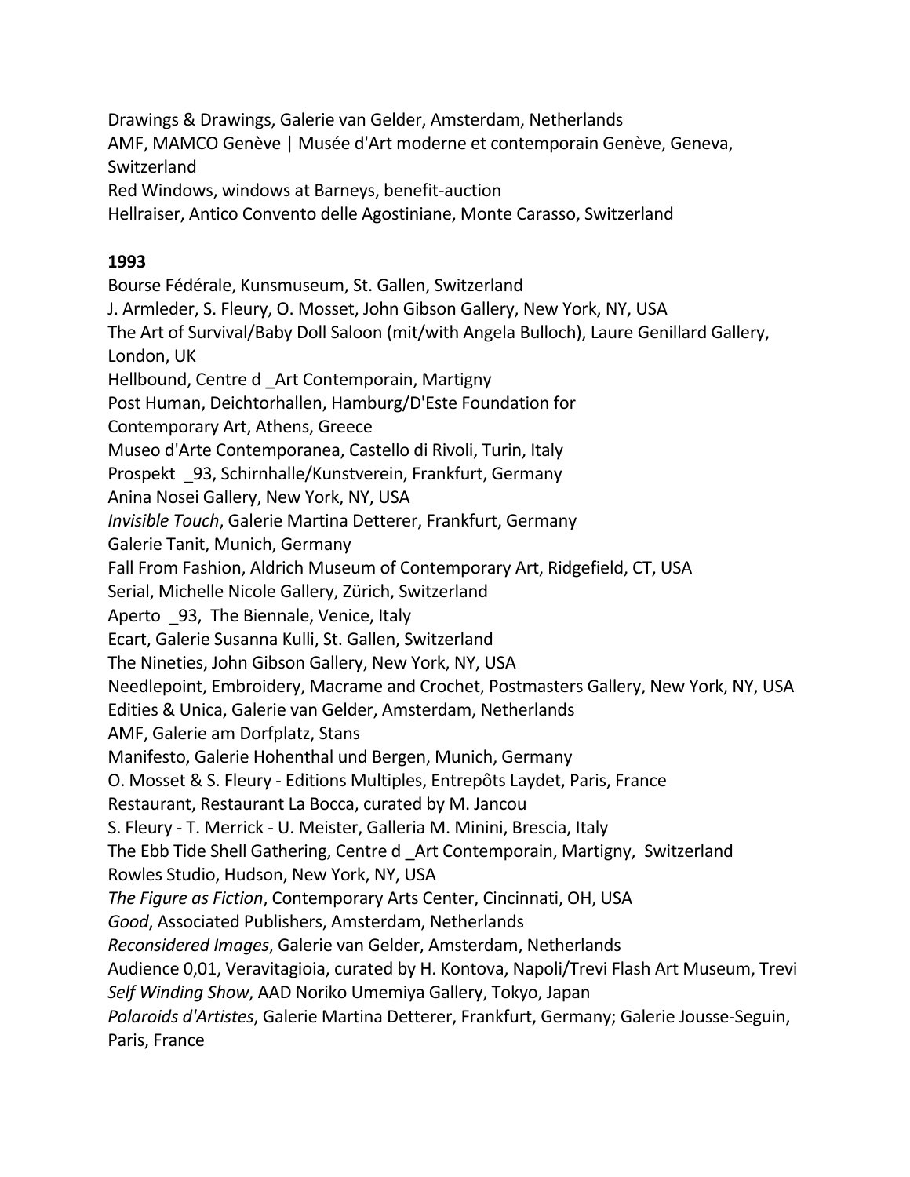Drawings & Drawings, Galerie van Gelder, Amsterdam, Netherlands
AMF, MAMCO Genève | Musée d'Art moderne et contemporain Genève, Geneva, Switzerland
Red Windows, windows at Barneys, benefit-auction
Hellraiser, Antico Convento delle Agostiniane, Monte Carasso, Switzerland

**1993**

Bourse Fédérale, Kunsmuseum, St. Gallen, Switzerland
J. Armleder, S. Fleury, O. Mosset, John Gibson Gallery, New York, NY, USA
The Art of Survival/Baby Doll Saloon (mit/with Angela Bulloch), Laure Genillard Gallery, London, UK
Hellbound, Centre d _Art Contemporain, Martigny
Post Human, Deichtorhallen, Hamburg/D'Este Foundation for Contemporary Art, Athens, Greece
Museo d'Arte Contemporanea, Castello di Rivoli, Turin, Italy
Prospekt _93, Schirnhalle/Kunstverein, Frankfurt, Germany
Anina Nosei Gallery, New York, NY, USA
*Invisible Touch*, Galerie Martina Detterer, Frankfurt, Germany
Galerie Tanit, Munich, Germany
Fall From Fashion, Aldrich Museum of Contemporary Art, Ridgefield, CT, USA
Serial, Michelle Nicole Gallery, Zürich, Switzerland
Aperto _93, The Biennale, Venice, Italy
Ecart, Galerie Susanna Kulli, St. Gallen, Switzerland
The Nineties, John Gibson Gallery, New York, NY, USA
Needlepoint, Embroidery, Macrame and Crochet, Postmasters Gallery, New York, NY, USA
Edities & Unica, Galerie van Gelder, Amsterdam, Netherlands
AMF, Galerie am Dorfplatz, Stans
Manifesto, Galerie Hohenthal und Bergen, Munich, Germany
O. Mosset & S. Fleury - Editions Multiples, Entrepôts Laydet, Paris, France
Restaurant, Restaurant La Bocca, curated by M. Jancou
S. Fleury - T. Merrick - U. Meister, Galleria M. Minini, Brescia, Italy
The Ebb Tide Shell Gathering, Centre d _Art Contemporain, Martigny, Switzerland
Rowles Studio, Hudson, New York, NY, USA
*The Figure as Fiction*, Contemporary Arts Center, Cincinnati, OH, USA
*Good*, Associated Publishers, Amsterdam, Netherlands
*Reconsidered Images*, Galerie van Gelder, Amsterdam, Netherlands
Audience 0,01, Veravitagioia, curated by H. Kontova, Napoli/Trevi Flash Art Museum, Trevi
*Self Winding Show*, AAD Noriko Umemiya Gallery, Tokyo, Japan
*Polaroids d'Artistes*, Galerie Martina Detterer, Frankfurt, Germany; Galerie Jousse-Seguin, Paris, France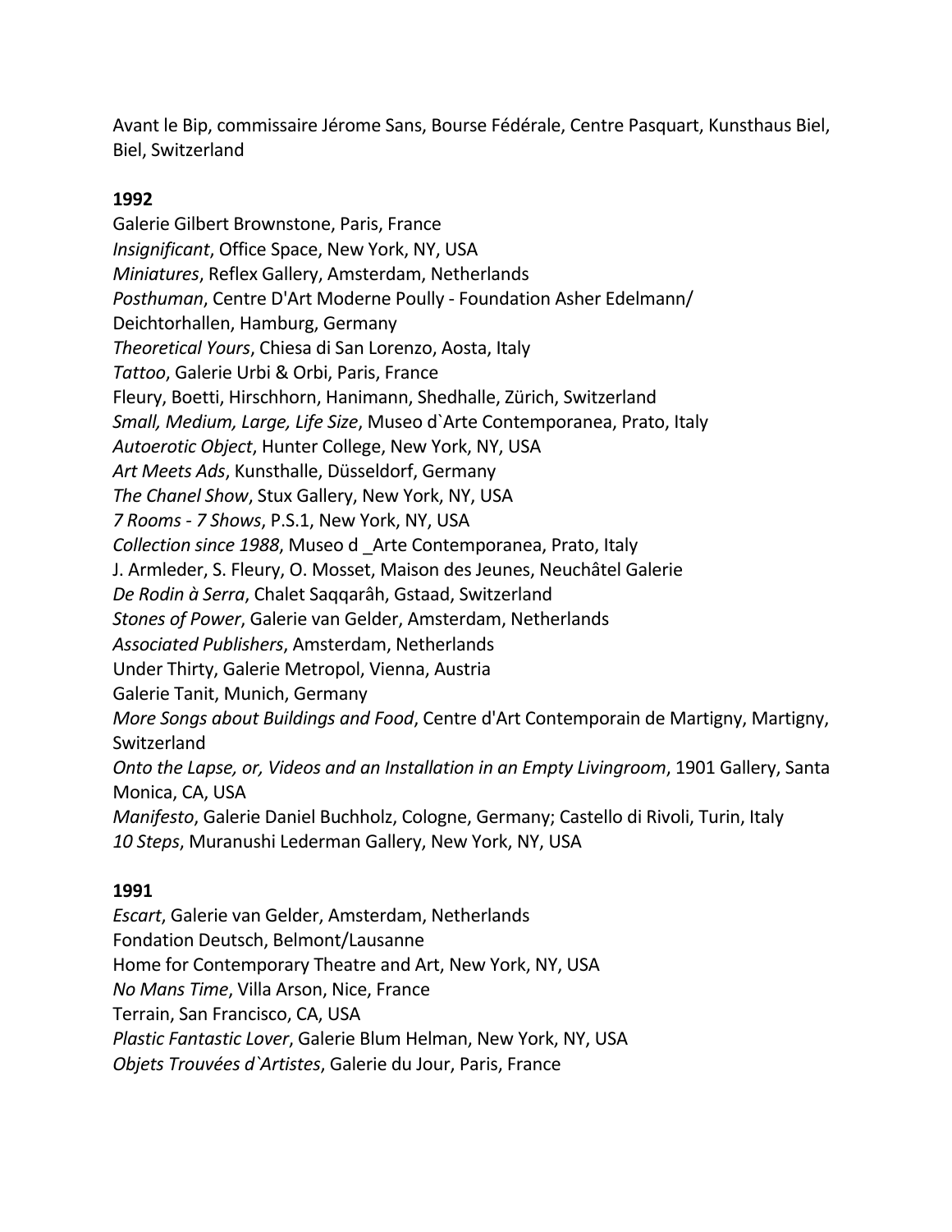Avant le Bip, commissaire Jérome Sans, Bourse Fédérale, Centre Pasquart, Kunsthaus Biel, Biel, Switzerland

**1992**

Galerie Gilbert Brownstone, Paris, France
*Insignificant*, Office Space, New York, NY, USA
*Miniatures*, Reflex Gallery, Amsterdam, Netherlands
*Posthuman*, Centre D'Art Moderne Poully - Foundation Asher Edelmann/
Deichtorhallen, Hamburg, Germany
*Theoretical Yours*, Chiesa di San Lorenzo, Aosta, Italy
*Tattoo*, Galerie Urbi & Orbi, Paris, France
Fleury, Boetti, Hirschhorn, Hanimann, Shedhalle, Zürich, Switzerland
*Small, Medium, Large, Life Size*, Museo d`Arte Contemporanea, Prato, Italy
*Autoerotic Object*, Hunter College, New York, NY, USA
*Art Meets Ads*, Kunsthalle, Düsseldorf, Germany
*The Chanel Show*, Stux Gallery, New York, NY, USA
*7 Rooms - 7 Shows*, P.S.1, New York, NY, USA
*Collection since 1988*, Museo d _Arte Contemporanea, Prato, Italy
J. Armleder, S. Fleury, O. Mosset, Maison des Jeunes, Neuchâtel Galerie
*De Rodin à Serra*, Chalet Saqqarâh, Gstaad, Switzerland
*Stones of Power*, Galerie van Gelder, Amsterdam, Netherlands
*Associated Publishers*, Amsterdam, Netherlands
Under Thirty, Galerie Metropol, Vienna, Austria
Galerie Tanit, Munich, Germany
*More Songs about Buildings and Food*, Centre d'Art Contemporain de Martigny, Martigny, Switzerland
*Onto the Lapse, or, Videos and an Installation in an Empty Livingroom*, 1901 Gallery, Santa Monica, CA, USA
*Manifesto*, Galerie Daniel Buchholz, Cologne, Germany; Castello di Rivoli, Turin, Italy
*10 Steps*, Muranushi Lederman Gallery, New York, NY, USA

**1991**

*Escart*, Galerie van Gelder, Amsterdam, Netherlands
Fondation Deutsch, Belmont/Lausanne
Home for Contemporary Theatre and Art, New York, NY, USA
*No Mans Time*, Villa Arson, Nice, France
Terrain, San Francisco, CA, USA
*Plastic Fantastic Lover*, Galerie Blum Helman, New York, NY, USA
*Objets Trouvées d`Artistes*, Galerie du Jour, Paris, France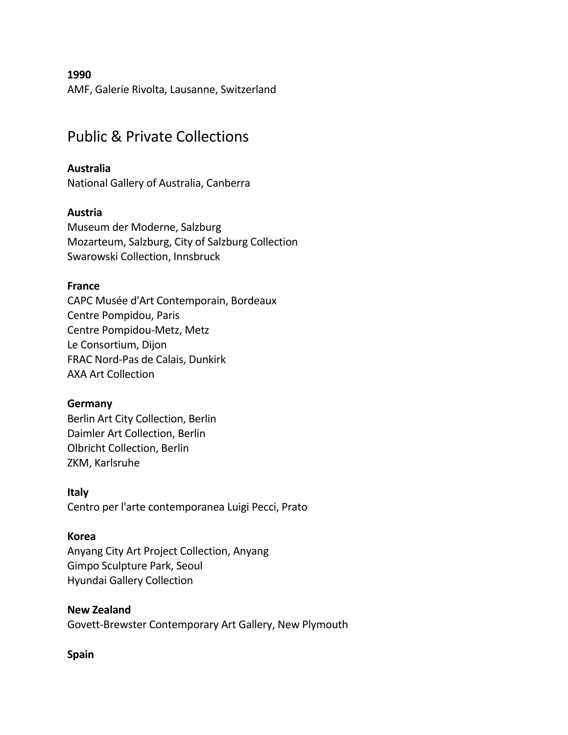**1990**
AMF, Galerie Rivolta, Lausanne, Switzerland

## Public & Private Collections

**Australia**
National Gallery of Australia, Canberra

**Austria**
Museum der Moderne, Salzburg
Mozarteum, Salzburg, City of Salzburg Collection
Swarowski Collection, Innsbruck

**France**
CAPC Musée d'Art Contemporain, Bordeaux
Centre Pompidou, Paris
Centre Pompidou-Metz, Metz
Le Consortium, Dijon
FRAC Nord-Pas de Calais, Dunkirk
AXA Art Collection

**Germany**
Berlin Art City Collection, Berlin
Daimler Art Collection, Berlin
Olbricht Collection, Berlin
ZKM, Karlsruhe

**Italy**
Centro per l'arte contemporanea Luigi Pecci, Prato

**Korea**
Anyang City Art Project Collection, Anyang
Gimpo Sculpture Park, Seoul
Hyundai Gallery Collection

**New Zealand**
Govett-Brewster Contemporary Art Gallery, New Plymouth

**Spain**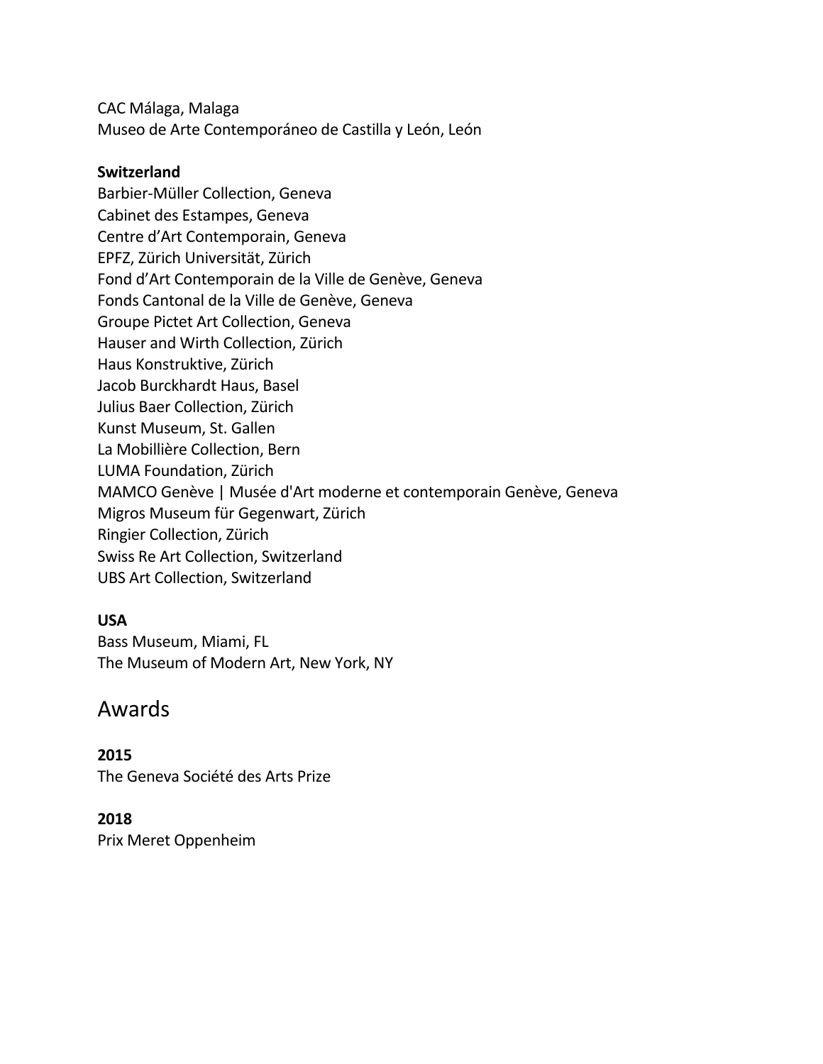CAC Málaga, Malaga
Museo de Arte Contemporáneo de Castilla y León, León

**Switzerland**
Barbier-Müller Collection, Geneva
Cabinet des Estampes, Geneva
Centre d'Art Contemporain, Geneva
EPFZ, Zürich Universität, Zürich
Fond d'Art Contemporain de la Ville de Genève, Geneva
Fonds Cantonal de la Ville de Genève, Geneva
Groupe Pictet Art Collection, Geneva
Hauser and Wirth Collection, Zürich
Haus Konstruktive, Zürich
Jacob Burckhardt Haus, Basel
Julius Baer Collection, Zürich
Kunst Museum, St. Gallen
La Mobillière Collection, Bern
LUMA Foundation, Zürich
MAMCO Genève | Musée d'Art moderne et contemporain Genève, Geneva
Migros Museum für Gegenwart, Zürich
Ringier Collection, Zürich
Swiss Re Art Collection, Switzerland
UBS Art Collection, Switzerland

**USA**
Bass Museum, Miami, FL
The Museum of Modern Art, New York, NY

## Awards

**2015**
The Geneva Société des Arts Prize

**2018**
Prix Meret Oppenheim